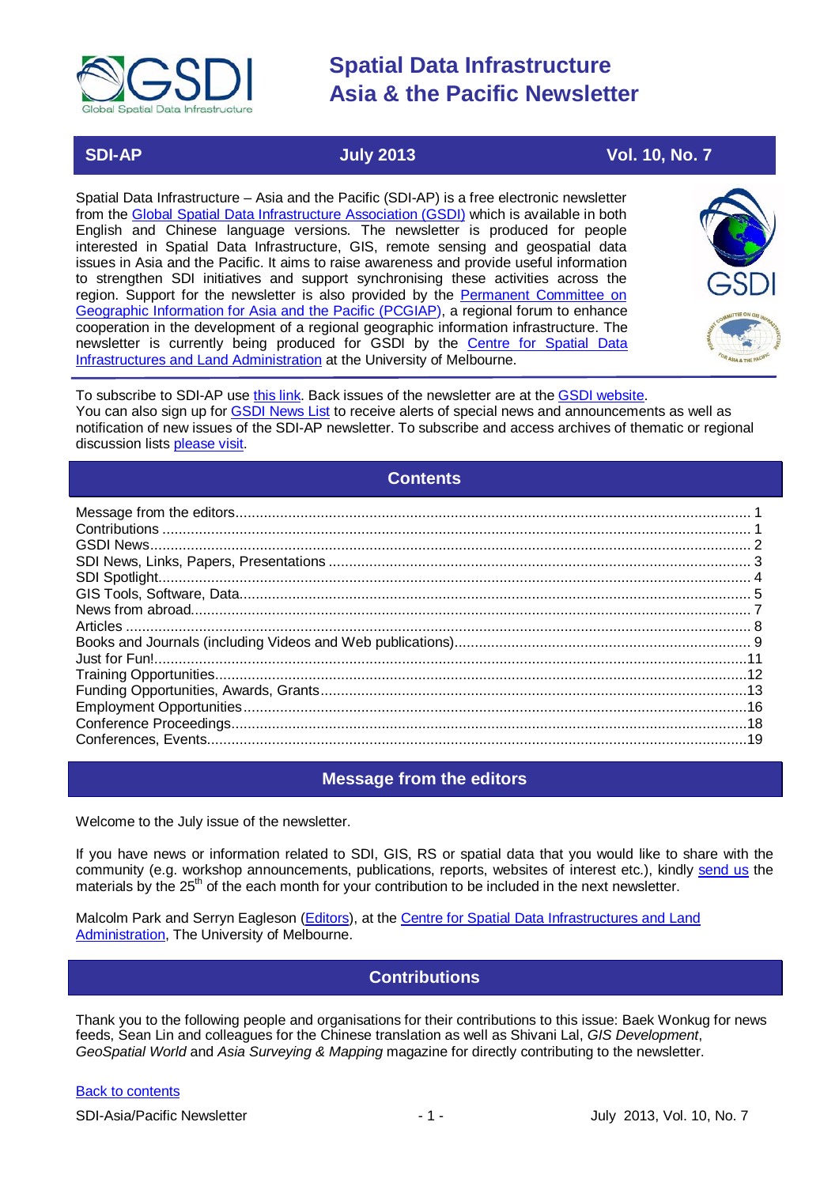# Spatial Data Infrastructure Asia & the Pacific Newsletter

**SDI-AP** | **July 2013** | **Vol. 10, No. 7**

Spatial Data Infrastructure – Asia and the Pacific (SDI-AP) is a free electronic newsletter from the Global Spatial Data Infrastructure Association (GSDI) which is available in both English and Chinese language versions. The newsletter is produced for people interested in Spatial Data Infrastructure, GIS, remote sensing and geospatial data issues in Asia and the Pacific. It aims to raise awareness and provide useful information to strengthen SDI initiatives and support synchronising these activities across the region. Support for the newsletter is also provided by the Permanent Committee on Geographic Information for Asia and the Pacific (PCGIAP), a regional forum to enhance cooperation in the development of a regional geographic information infrastructure. The newsletter is currently being produced for GSDI by the Centre for Spatial Data Infrastructures and Land Administration at the University of Melbourne.

To subscribe to SDI-AP use this link. Back issues of the newsletter are at the GSDI website.
You can also sign up for GSDI News List to receive alerts of special news and announcements as well as notification of new issues of the SDI-AP newsletter. To subscribe and access archives of thematic or regional discussion lists please visit.

## Contents

- Message from the editors .... 1
- Contributions .... 1
- GSDI News .... 2
- SDI News, Links, Papers, Presentations .... 3
- SDI Spotlight .... 4
- GIS Tools, Software, Data .... 5
- News from abroad .... 7
- Articles .... 8
- Books and Journals (including Videos and Web publications) .... 9
- Just for Fun! .... 11
- Training Opportunities .... 12
- Funding Opportunities, Awards, Grants .... 13
- Employment Opportunities .... 16
- Conference Proceedings .... 18
- Conferences, Events .... 19

## Message from the editors

Welcome to the July issue of the newsletter.

If you have news or information related to SDI, GIS, RS or spatial data that you would like to share with the community (e.g. workshop announcements, publications, reports, websites of interest etc.), kindly send us the materials by the 25th of the each month for your contribution to be included in the next newsletter.

Malcolm Park and Serryn Eagleson (Editors), at the Centre for Spatial Data Infrastructures and Land Administration, The University of Melbourne.

## Contributions

Thank you to the following people and organisations for their contributions to this issue: Baek Wonkug for news feeds, Sean Lin and colleagues for the Chinese translation as well as Shivani Lal, *GIS Development*, *GeoSpatial World* and *Asia Surveying & Mapping* magazine for directly contributing to the newsletter.

Back to contents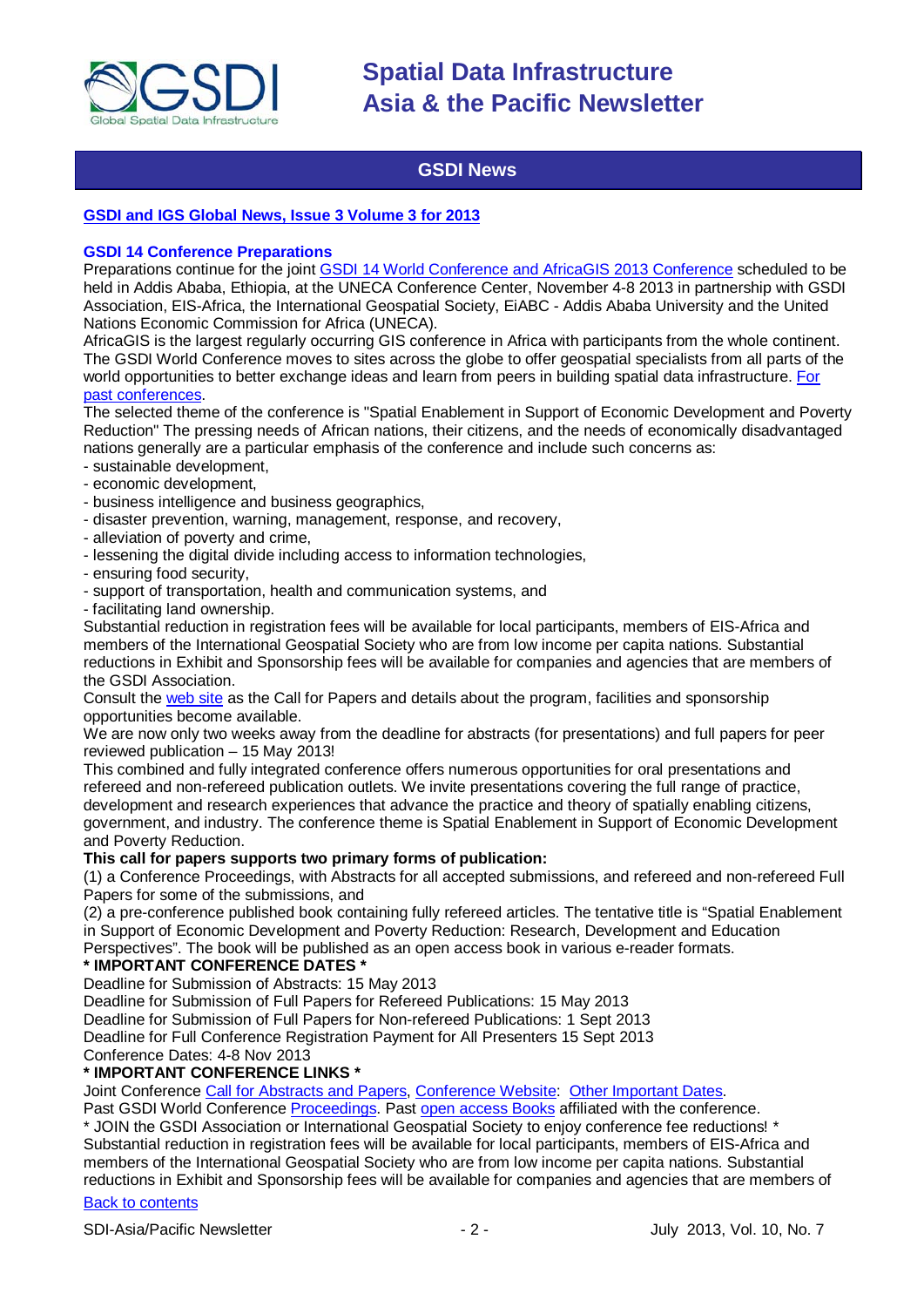## GSDI News

**[GSDI and IGS Global News, Issue 3 Volume 3 for 2013](#)**

**GSDI 14 Conference Preparations**

Preparations continue for the joint [GSDI 14 World Conference and AfricaGIS 2013 Conference](#) scheduled to be held in Addis Ababa, Ethiopia, at the UNECA Conference Center, November 4-8 2013 in partnership with GSDI Association, EIS-Africa, the International Geospatial Society, EiABC - Addis Ababa University and the United Nations Economic Commission for Africa (UNECA).

AfricaGIS is the largest regularly occurring GIS conference in Africa with participants from the whole continent. The GSDI World Conference moves to sites across the globe to offer geospatial specialists from all parts of the world opportunities to better exchange ideas and learn from peers in building spatial data infrastructure. [For past conferences](#).

The selected theme of the conference is "Spatial Enablement in Support of Economic Development and Poverty Reduction" The pressing needs of African nations, their citizens, and the needs of economically disadvantaged nations generally are a particular emphasis of the conference and include such concerns as:

- sustainable development,
- economic development,
- business intelligence and business geographics,
- disaster prevention, warning, management, response, and recovery,
- alleviation of poverty and crime,
- lessening the digital divide including access to information technologies,
- ensuring food security,
- support of transportation, health and communication systems, and
- facilitating land ownership.

Substantial reduction in registration fees will be available for local participants, members of EIS-Africa and members of the International Geospatial Society who are from low income per capita nations. Substantial reductions in Exhibit and Sponsorship fees will be available for companies and agencies that are members of the GSDI Association.

Consult the [web site](#) as the Call for Papers and details about the program, facilities and sponsorship opportunities become available.

We are now only two weeks away from the deadline for abstracts (for presentations) and full papers for peer reviewed publication – 15 May 2013!

This combined and fully integrated conference offers numerous opportunities for oral presentations and refereed and non-refereed publication outlets. We invite presentations covering the full range of practice, development and research experiences that advance the practice and theory of spatially enabling citizens, government, and industry. The conference theme is Spatial Enablement in Support of Economic Development and Poverty Reduction.

**This call for papers supports two primary forms of publication:**

(1) a Conference Proceedings, with Abstracts for all accepted submissions, and refereed and non-refereed Full Papers for some of the submissions, and

(2) a pre-conference published book containing fully refereed articles. The tentative title is "Spatial Enablement in Support of Economic Development and Poverty Reduction: Research, Development and Education Perspectives". The book will be published as an open access book in various e-reader formats.

**\* IMPORTANT CONFERENCE DATES \***

Deadline for Submission of Abstracts: 15 May 2013
Deadline for Submission of Full Papers for Refereed Publications: 15 May 2013
Deadline for Submission of Full Papers for Non-refereed Publications: 1 Sept 2013
Deadline for Full Conference Registration Payment for All Presenters 15 Sept 2013
Conference Dates: 4-8 Nov 2013

**\* IMPORTANT CONFERENCE LINKS \***

Joint Conference [Call for Abstracts and Papers](#), [Conference Website](#): [Other Important Dates](#).
Past GSDI World Conference [Proceedings](#). Past [open access Books](#) affiliated with the conference.
\* JOIN the GSDI Association or International Geospatial Society to enjoy conference fee reductions! \*
Substantial reduction in registration fees will be available for local participants, members of EIS-Africa and members of the International Geospatial Society who are from low income per capita nations. Substantial reductions in Exhibit and Sponsorship fees will be available for companies and agencies that are members of

[Back to contents](#)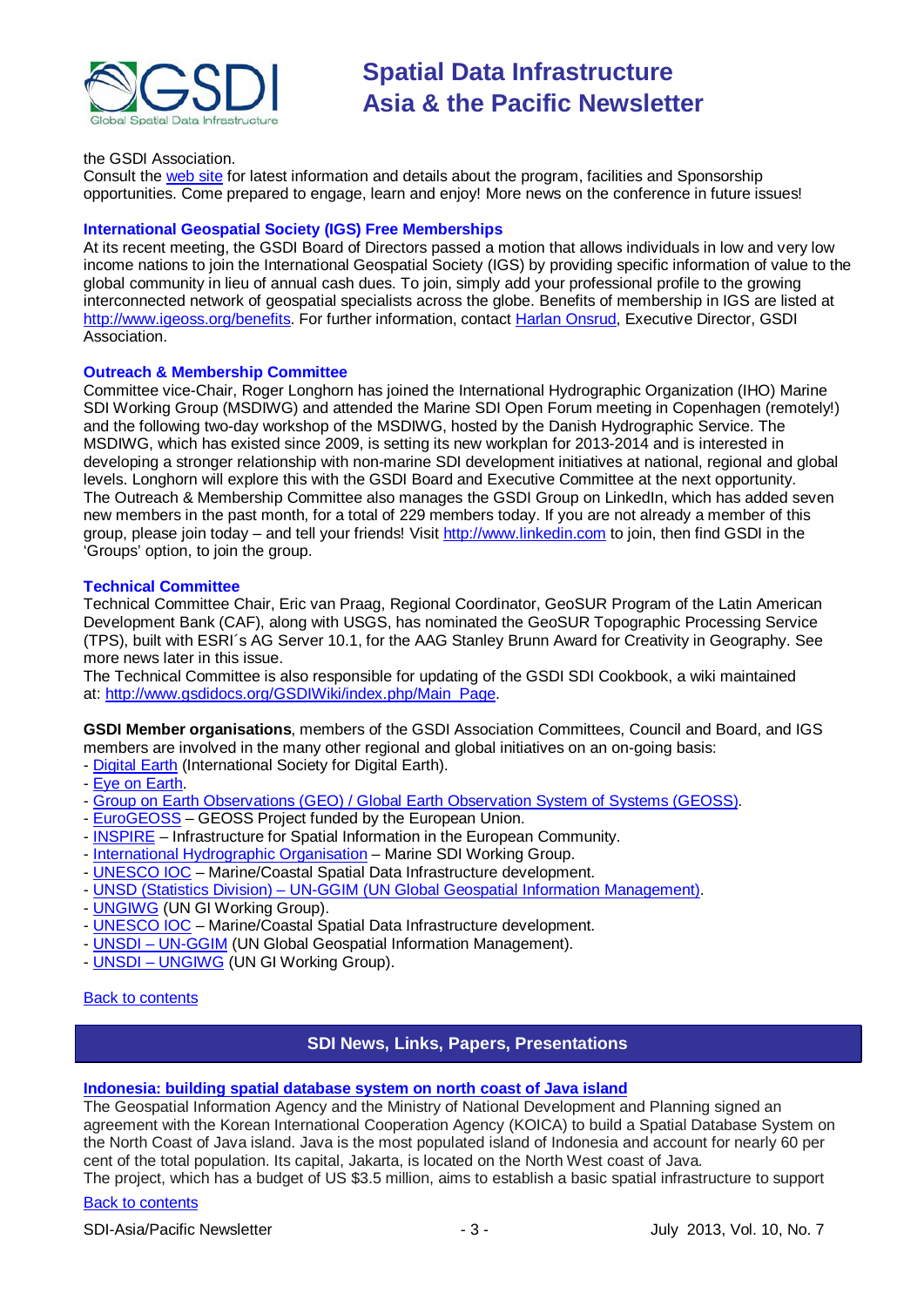the GSDI Association.
Consult the web site for latest information and details about the program, facilities and Sponsorship opportunities. Come prepared to engage, learn and enjoy! More news on the conference in future issues!

### International Geospatial Society (IGS) Free Memberships

At its recent meeting, the GSDI Board of Directors passed a motion that allows individuals in low and very low income nations to join the International Geospatial Society (IGS) by providing specific information of value to the global community in lieu of annual cash dues. To join, simply add your professional profile to the growing interconnected network of geospatial specialists across the globe. Benefits of membership in IGS are listed at http://www.igeoss.org/benefits. For further information, contact Harlan Onsrud, Executive Director, GSDI Association.

### Outreach & Membership Committee

Committee vice-Chair, Roger Longhorn has joined the International Hydrographic Organization (IHO) Marine SDI Working Group (MSDIWG) and attended the Marine SDI Open Forum meeting in Copenhagen (remotely!) and the following two-day workshop of the MSDIWG, hosted by the Danish Hydrographic Service. The MSDIWG, which has existed since 2009, is setting its new workplan for 2013-2014 and is interested in developing a stronger relationship with non-marine SDI development initiatives at national, regional and global levels. Longhorn will explore this with the GSDI Board and Executive Committee at the next opportunity.
The Outreach & Membership Committee also manages the GSDI Group on LinkedIn, which has added seven new members in the past month, for a total of 229 members today. If you are not already a member of this group, please join today – and tell your friends! Visit http://www.linkedin.com to join, then find GSDI in the 'Groups' option, to join the group.

### Technical Committee

Technical Committee Chair, Eric van Praag, Regional Coordinator, GeoSUR Program of the Latin American Development Bank (CAF), along with USGS, has nominated the GeoSUR Topographic Processing Service (TPS), built with ESRI´s AG Server 10.1, for the AAG Stanley Brunn Award for Creativity in Geography. See more news later in this issue.
The Technical Committee is also responsible for updating of the GSDI SDI Cookbook, a wiki maintained at: http://www.gsdidocs.org/GSDIWiki/index.php/Main_Page.

**GSDI Member organisations**, members of the GSDI Association Committees, Council and Board, and IGS members are involved in the many other regional and global initiatives on an on-going basis:

- Digital Earth (International Society for Digital Earth).
- Eye on Earth.
- Group on Earth Observations (GEO) / Global Earth Observation System of Systems (GEOSS).
- EuroGEOSS – GEOSS Project funded by the European Union.
- INSPIRE – Infrastructure for Spatial Information in the European Community.
- International Hydrographic Organisation – Marine SDI Working Group.
- UNESCO IOC – Marine/Coastal Spatial Data Infrastructure development.
- UNSD (Statistics Division) – UN-GGIM (UN Global Geospatial Information Management).
- UNGIWG (UN GI Working Group).
- UNESCO IOC – Marine/Coastal Spatial Data Infrastructure development.
- UNSDI – UN-GGIM (UN Global Geospatial Information Management).
- UNSDI – UNGIWG (UN GI Working Group).

Back to contents

## SDI News, Links, Papers, Presentations

### Indonesia: building spatial database system on north coast of Java island

The Geospatial Information Agency and the Ministry of National Development and Planning signed an agreement with the Korean International Cooperation Agency (KOICA) to build a Spatial Database System on the North Coast of Java island. Java is the most populated island of Indonesia and account for nearly 60 per cent of the total population. Its capital, Jakarta, is located on the North West coast of Java.
The project, which has a budget of US $3.5 million, aims to establish a basic spatial infrastructure to support

Back to contents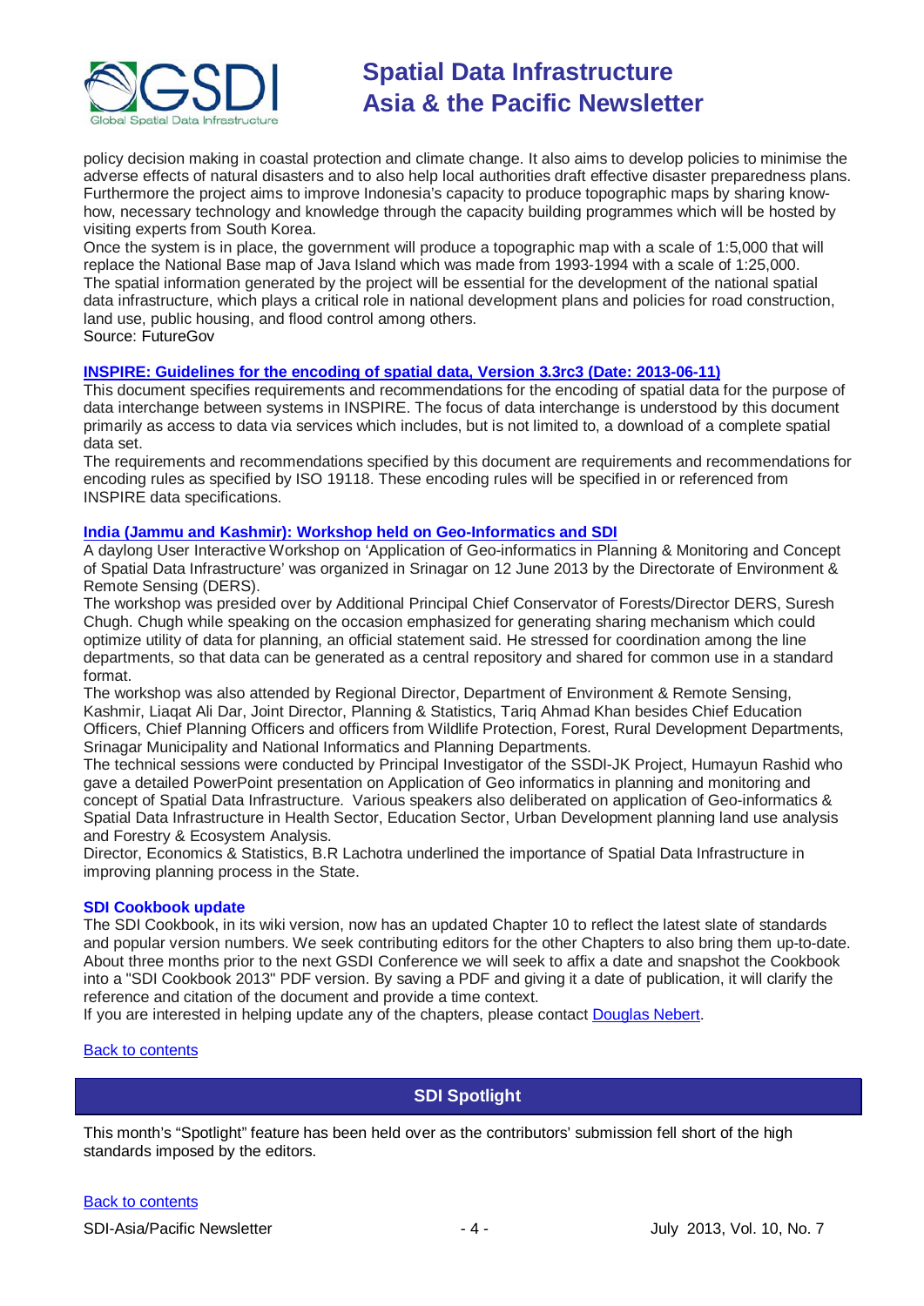policy decision making in coastal protection and climate change. It also aims to develop policies to minimise the adverse effects of natural disasters and to also help local authorities draft effective disaster preparedness plans. Furthermore the project aims to improve Indonesia's capacity to produce topographic maps by sharing know-how, necessary technology and knowledge through the capacity building programmes which will be hosted by visiting experts from South Korea.
Once the system is in place, the government will produce a topographic map with a scale of 1:5,000 that will replace the National Base map of Java Island which was made from 1993-1994 with a scale of 1:25,000.
The spatial information generated by the project will be essential for the development of the national spatial data infrastructure, which plays a critical role in national development plans and policies for road construction, land use, public housing, and flood control among others.
Source: FutureGov

### [INSPIRE: Guidelines for the encoding of spatial data, Version 3.3rc3 (Date: 2013-06-11)]()

This document specifies requirements and recommendations for the encoding of spatial data for the purpose of data interchange between systems in INSPIRE. The focus of data interchange is understood by this document primarily as access to data via services which includes, but is not limited to, a download of a complete spatial data set.
The requirements and recommendations specified by this document are requirements and recommendations for encoding rules as specified by ISO 19118. These encoding rules will be specified in or referenced from INSPIRE data specifications.

### [India (Jammu and Kashmir): Workshop held on Geo-Informatics and SDI]()

A daylong User Interactive Workshop on 'Application of Geo-informatics in Planning & Monitoring and Concept of Spatial Data Infrastructure' was organized in Srinagar on 12 June 2013 by the Directorate of Environment & Remote Sensing (DERS).
The workshop was presided over by Additional Principal Chief Conservator of Forests/Director DERS, Suresh Chugh. Chugh while speaking on the occasion emphasized for generating sharing mechanism which could optimize utility of data for planning, an official statement said. He stressed for coordination among the line departments, so that data can be generated as a central repository and shared for common use in a standard format.
The workshop was also attended by Regional Director, Department of Environment & Remote Sensing, Kashmir, Liaqat Ali Dar, Joint Director, Planning & Statistics, Tariq Ahmad Khan besides Chief Education Officers, Chief Planning Officers and officers from Wildlife Protection, Forest, Rural Development Departments, Srinagar Municipality and National Informatics and Planning Departments.
The technical sessions were conducted by Principal Investigator of the SSDI-JK Project, Humayun Rashid who gave a detailed PowerPoint presentation on Application of Geo informatics in planning and monitoring and concept of Spatial Data Infrastructure. Various speakers also deliberated on application of Geo-informatics & Spatial Data Infrastructure in Health Sector, Education Sector, Urban Development planning land use analysis and Forestry & Ecosystem Analysis.
Director, Economics & Statistics, B.R Lachotra underlined the importance of Spatial Data Infrastructure in improving planning process in the State.

### SDI Cookbook update

The SDI Cookbook, in its wiki version, now has an updated Chapter 10 to reflect the latest slate of standards and popular version numbers. We seek contributing editors for the other Chapters to also bring them up-to-date. About three months prior to the next GSDI Conference we will seek to affix a date and snapshot the Cookbook into a "SDI Cookbook 2013" PDF version. By saving a PDF and giving it a date of publication, it will clarify the reference and citation of the document and provide a time context.
If you are interested in helping update any of the chapters, please contact [Douglas Nebert]().

[Back to contents]()

## SDI Spotlight

This month's "Spotlight" feature has been held over as the contributors' submission fell short of the high standards imposed by the editors.

[Back to contents]()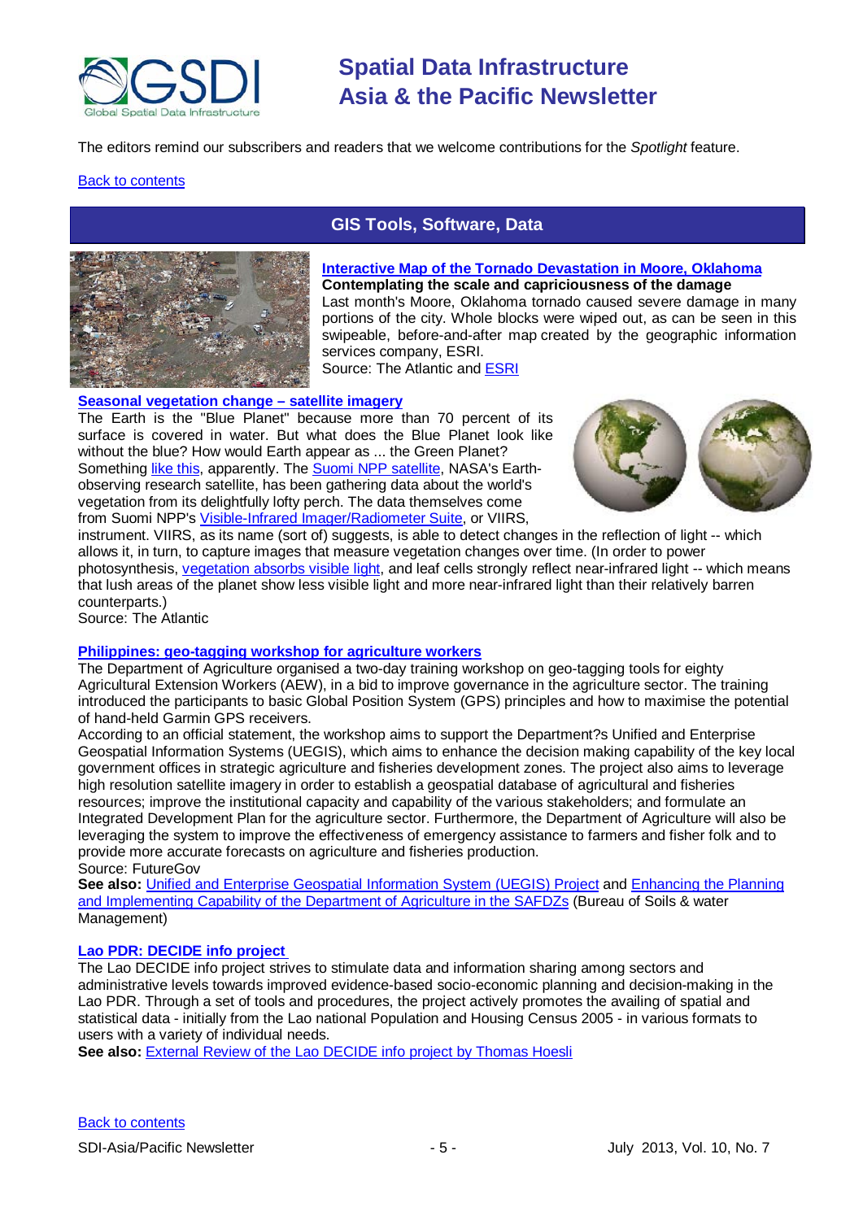The editors remind our subscribers and readers that we welcome contributions for the *Spotlight* feature.

Back to contents

## GIS Tools, Software, Data

### Interactive Map of the Tornado Devastation in Moore, Oklahoma

**Contemplating the scale and capriciousness of the damage**

Last month's Moore, Oklahoma tornado caused severe damage in many portions of the city. Whole blocks were wiped out, as can be seen in this swipeable, before-and-after map created by the geographic information services company, ESRI.

Source: The Atlantic and ESRI

### Seasonal vegetation change – satellite imagery

The Earth is the "Blue Planet" because more than 70 percent of its surface is covered in water. But what does the Blue Planet look like without the blue? How would Earth appear as ... the Green Planet? Something like this, apparently. The Suomi NPP satellite, NASA's Earth-observing research satellite, has been gathering data about the world's vegetation from its delightfully lofty perch. The data themselves come from Suomi NPP's Visible-Infrared Imager/Radiometer Suite, or VIIRS, instrument. VIIRS, as its name (sort of) suggests, is able to detect changes in the reflection of light -- which allows it, in turn, to capture images that measure vegetation changes over time. (In order to power photosynthesis, vegetation absorbs visible light, and leaf cells strongly reflect near-infrared light -- which means that lush areas of the planet show less visible light and more near-infrared light than their relatively barren counterparts.)

Source: The Atlantic

### Philippines: geo-tagging workshop for agriculture workers

The Department of Agriculture organised a two-day training workshop on geo-tagging tools for eighty Agricultural Extension Workers (AEW), in a bid to improve governance in the agriculture sector. The training introduced the participants to basic Global Position System (GPS) principles and how to maximise the potential of hand-held Garmin GPS receivers.

According to an official statement, the workshop aims to support the Department?s Unified and Enterprise Geospatial Information Systems (UEGIS), which aims to enhance the decision making capability of the key local government offices in strategic agriculture and fisheries development zones. The project also aims to leverage high resolution satellite imagery in order to establish a geospatial database of agricultural and fisheries resources; improve the institutional capacity and capability of the various stakeholders; and formulate an Integrated Development Plan for the agriculture sector. Furthermore, the Department of Agriculture will also be leveraging the system to improve the effectiveness of emergency assistance to farmers and fisher folk and to provide more accurate forecasts on agriculture and fisheries production.

Source: FutureGov

**See also:** Unified and Enterprise Geospatial Information System (UEGIS) Project and Enhancing the Planning and Implementing Capability of the Department of Agriculture in the SAFDZs (Bureau of Soils & water Management)

### Lao PDR: DECIDE info project

The Lao DECIDE info project strives to stimulate data and information sharing among sectors and administrative levels towards improved evidence-based socio-economic planning and decision-making in the Lao PDR. Through a set of tools and procedures, the project actively promotes the availing of spatial and statistical data - initially from the Lao national Population and Housing Census 2005 - in various formats to users with a variety of individual needs.

**See also:** External Review of the Lao DECIDE info project by Thomas Hoesli

Back to contents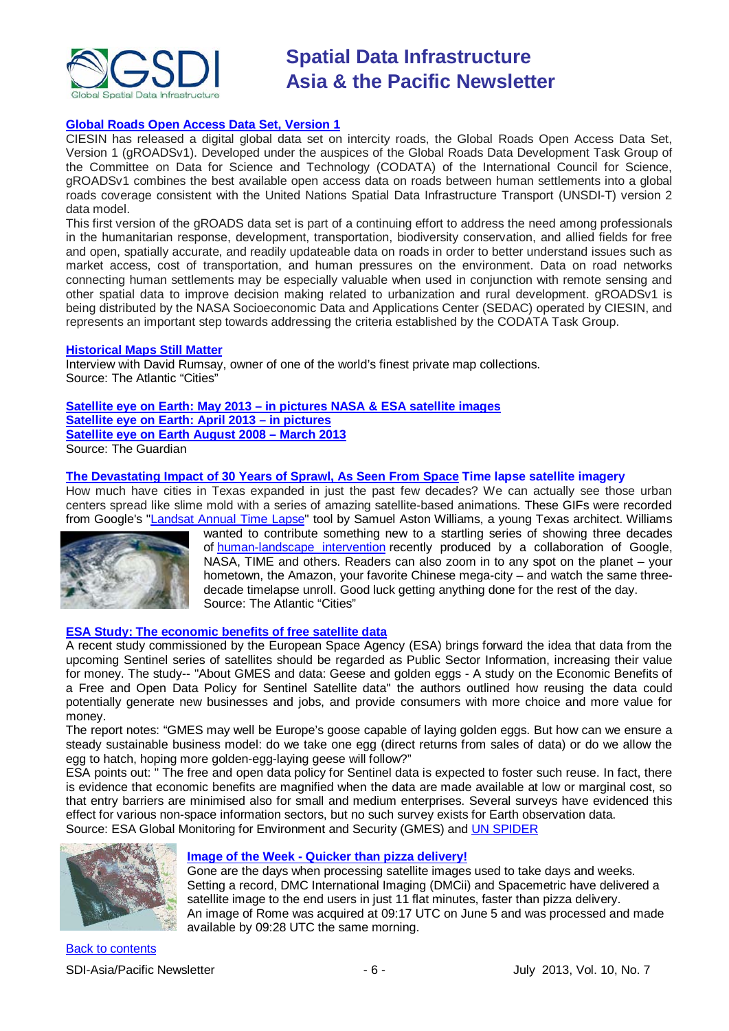**Global Roads Open Access Data Set, Version 1**

CIESIN has released a digital global data set on intercity roads, the Global Roads Open Access Data Set, Version 1 (gROADSv1). Developed under the auspices of the Global Roads Data Development Task Group of the Committee on Data for Science and Technology (CODATA) of the International Council for Science, gROADSv1 combines the best available open access data on roads between human settlements into a global roads coverage consistent with the United Nations Spatial Data Infrastructure Transport (UNSDI-T) version 2 data model.

This first version of the gROADS data set is part of a continuing effort to address the need among professionals in the humanitarian response, development, transportation, biodiversity conservation, and allied fields for free and open, spatially accurate, and readily updateable data on roads in order to better understand issues such as market access, cost of transportation, and human pressures on the environment. Data on road networks connecting human settlements may be especially valuable when used in conjunction with remote sensing and other spatial data to improve decision making related to urbanization and rural development. gROADSv1 is being distributed by the NASA Socioeconomic Data and Applications Center (SEDAC) operated by CIESIN, and represents an important step towards addressing the criteria established by the CODATA Task Group.

**Historical Maps Still Matter**

Interview with David Rumsay, owner of one of the world's finest private map collections.
Source: The Atlantic "Cities"

**Satellite eye on Earth: May 2013 – in pictures NASA & ESA satellite images**
**Satellite eye on Earth: April 2013 – in pictures**
**Satellite eye on Earth August 2008 – March 2013**
Source: The Guardian

**The Devastating Impact of 30 Years of Sprawl, As Seen From Space Time lapse satellite imagery**

How much have cities in Texas expanded in just the past few decades? We can actually see those urban centers spread like slime mold with a series of amazing satellite-based animations. These GIFs were recorded from Google's "Landsat Annual Time Lapse" tool by Samuel Aston Williams, a young Texas architect. Williams wanted to contribute something new to a startling series of showing three decades of human-landscape intervention recently produced by a collaboration of Google, NASA, TIME and others. Readers can also zoom in to any spot on the planet – your hometown, the Amazon, your favorite Chinese mega-city – and watch the same three-decade timelapse unroll. Good luck getting anything done for the rest of the day.
Source: The Atlantic "Cities"

**ESA Study: The economic benefits of free satellite data**

A recent study commissioned by the European Space Agency (ESA) brings forward the idea that data from the upcoming Sentinel series of satellites should be regarded as Public Sector Information, increasing their value for money. The study-- "About GMES and data: Geese and golden eggs - A study on the Economic Benefits of a Free and Open Data Policy for Sentinel Satellite data" the authors outlined how reusing the data could potentially generate new businesses and jobs, and provide consumers with more choice and more value for money.

The report notes: "GMES may well be Europe's goose capable of laying golden eggs. But how can we ensure a steady sustainable business model: do we take one egg (direct returns from sales of data) or do we allow the egg to hatch, hoping more golden-egg-laying geese will follow?"

ESA points out: " The free and open data policy for Sentinel data is expected to foster such reuse. In fact, there is evidence that economic benefits are magnified when the data are made available at low or marginal cost, so that entry barriers are minimised also for small and medium enterprises. Several surveys have evidenced this effect for various non-space information sectors, but no such survey exists for Earth observation data.
Source: ESA Global Monitoring for Environment and Security (GMES) and UN SPIDER

**Image of the Week - Quicker than pizza delivery!**

Gone are the days when processing satellite images used to take days and weeks. Setting a record, DMC International Imaging (DMCii) and Spacemetric have delivered a satellite image to the end users in just 11 flat minutes, faster than pizza delivery. An image of Rome was acquired at 09:17 UTC on June 5 and was processed and made available by 09:28 UTC the same morning.

Back to contents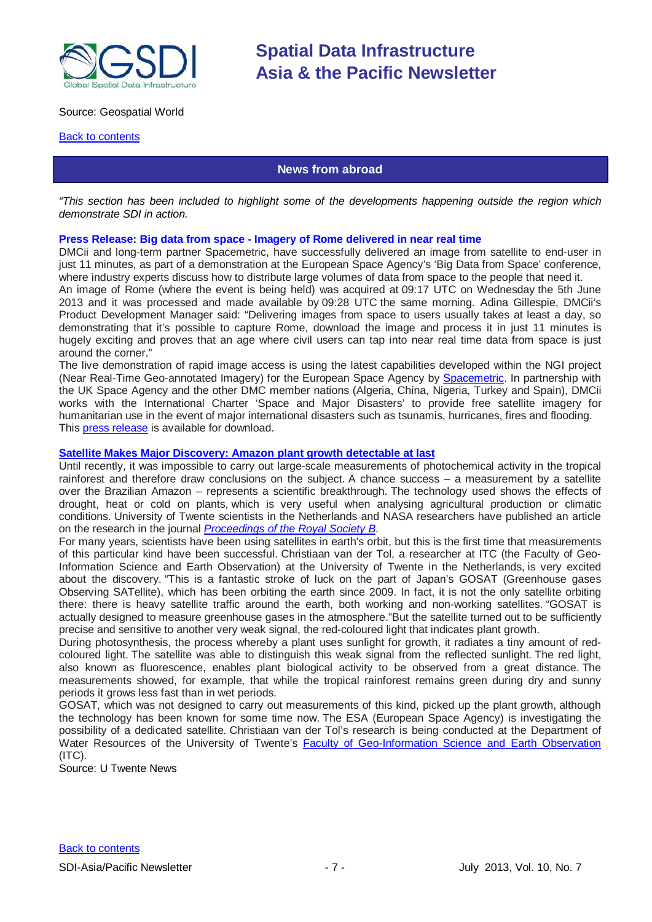Source: Geospatial World

[Back to contents]

## News from abroad

*"This section has been included to highlight some of the developments happening outside the region which demonstrate SDI in action.*

### Press Release: Big data from space - Imagery of Rome delivered in near real time

DMCii and long-term partner Spacemetric, have successfully delivered an image from satellite to end-user in just 11 minutes, as part of a demonstration at the European Space Agency's 'Big Data from Space' conference, where industry experts discuss how to distribute large volumes of data from space to the people that need it.

An image of Rome (where the event is being held) was acquired at 09:17 UTC on Wednesday the 5th June 2013 and it was processed and made available by 09:28 UTC the same morning. Adina Gillespie, DMCii's Product Development Manager said: "Delivering images from space to users usually takes at least a day, so demonstrating that it's possible to capture Rome, download the image and process it in just 11 minutes is hugely exciting and proves that an age where civil users can tap into near real time data from space is just around the corner."

The live demonstration of rapid image access is using the latest capabilities developed within the NGI project (Near Real-Time Geo-annotated Imagery) for the European Space Agency by [Spacemetric]. In partnership with the UK Space Agency and the other DMC member nations (Algeria, China, Nigeria, Turkey and Spain), DMCii works with the International Charter 'Space and Major Disasters' to provide free satellite imagery for humanitarian use in the event of major international disasters such as tsunamis, hurricanes, fires and flooding. This [press release] is available for download.

### [Satellite Makes Major Discovery: Amazon plant growth detectable at last]

Until recently, it was impossible to carry out large-scale measurements of photochemical activity in the tropical rainforest and therefore draw conclusions on the subject. A chance success – a measurement by a satellite over the Brazilian Amazon – represents a scientific breakthrough. The technology used shows the effects of drought, heat or cold on plants, which is very useful when analysing agricultural production or climatic conditions. University of Twente scientists in the Netherlands and NASA researchers have published an article on the research in the journal *[Proceedings of the Royal Society B]*.

For many years, scientists have been using satellites in earth's orbit, but this is the first time that measurements of this particular kind have been successful. Christiaan van der Tol, a researcher at ITC (the Faculty of Geo-Information Science and Earth Observation) at the University of Twente in the Netherlands, is very excited about the discovery. "This is a fantastic stroke of luck on the part of Japan's GOSAT (Greenhouse gases Observing SATellite), which has been orbiting the earth since 2009. In fact, it is not the only satellite orbiting there: there is heavy satellite traffic around the earth, both working and non-working satellites. "GOSAT is actually designed to measure greenhouse gases in the atmosphere."But the satellite turned out to be sufficiently precise and sensitive to another very weak signal, the red-coloured light that indicates plant growth.

During photosynthesis, the process whereby a plant uses sunlight for growth, it radiates a tiny amount of red-coloured light. The satellite was able to distinguish this weak signal from the reflected sunlight. The red light, also known as fluorescence, enables plant biological activity to be observed from a great distance. The measurements showed, for example, that while the tropical rainforest remains green during dry and sunny periods it grows less fast than in wet periods.

GOSAT, which was not designed to carry out measurements of this kind, picked up the plant growth, although the technology has been known for some time now. The ESA (European Space Agency) is investigating the possibility of a dedicated satellite. Christiaan van der Tol's research is being conducted at the Department of Water Resources of the University of Twente's [Faculty of Geo-Information Science and Earth Observation] (ITC).

Source: U Twente News

[Back to contents]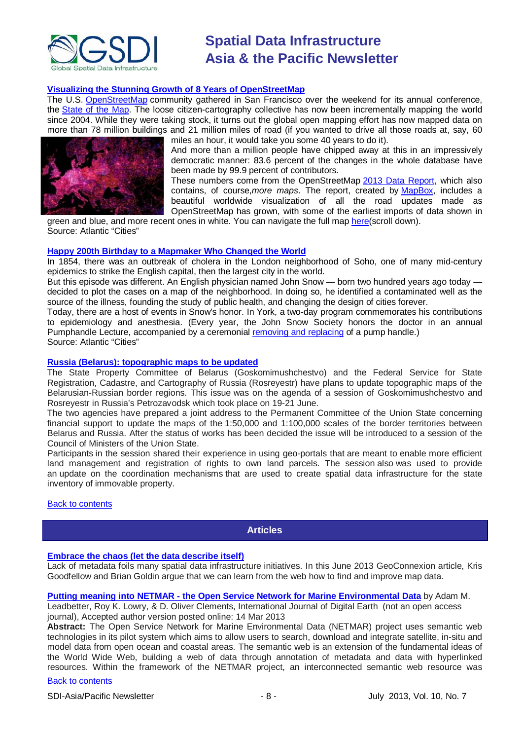### Visualizing the Stunning Growth of 8 Years of OpenStreetMap

The U.S. OpenStreetMap community gathered in San Francisco over the weekend for its annual conference, the State of the Map. The loose citizen-cartography collective has now been incrementally mapping the world since 2004. While they were taking stock, it turns out the global open mapping effort has now mapped data on more than 78 million buildings and 21 million miles of road (if you wanted to drive all those roads at, say, 60 miles an hour, it would take you some 40 years to do it).

And more than a million people have chipped away at this in an impressively democratic manner: 83.6 percent of the changes in the whole database have been made by 99.9 percent of contributors.

These numbers come from the OpenStreetMap 2013 Data Report, which also contains, of course, *more maps*. The report, created by MapBox, includes a beautiful worldwide visualization of all the road updates made as OpenStreetMap has grown, with some of the earliest imports of data shown in green and blue, and more recent ones in white. You can navigate the full map here(scroll down).

Source: Atlantic "Cities"

### Happy 200th Birthday to a Mapmaker Who Changed the World

In 1854, there was an outbreak of cholera in the London neighborhood of Soho, one of many mid-century epidemics to strike the English capital, then the largest city in the world.

But this episode was different. An English physician named John Snow — born two hundred years ago today — decided to plot the cases on a map of the neighborhood. In doing so, he identified a contaminated well as the source of the illness, founding the study of public health, and changing the design of cities forever.

Today, there are a host of events in Snow's honor. In York, a two-day program commemorates his contributions to epidemiology and anesthesia. (Every year, the John Snow Society honors the doctor in an annual Pumphandle Lecture, accompanied by a ceremonial removing and replacing of a pump handle.)

Source: Atlantic "Cities"

### Russia (Belarus): topographic maps to be updated

The State Property Committee of Belarus (Goskomimushchestvo) and the Federal Service for State Registration, Cadastre, and Cartography of Russia (Rosreyestr) have plans to update topographic maps of the Belarusian-Russian border regions. This issue was on the agenda of a session of Goskomimushchestvo and Rosreyestr in Russia's Petrozavodsk which took place on 19-21 June.

The two agencies have prepared a joint address to the Permanent Committee of the Union State concerning financial support to update the maps of the 1:50,000 and 1:100,000 scales of the border territories between Belarus and Russia. After the status of works has been decided the issue will be introduced to a session of the Council of Ministers of the Union State.

Participants in the session shared their experience in using geo-portals that are meant to enable more efficient land management and registration of rights to own land parcels. The session also was used to provide an update on the coordination mechanisms that are used to create spatial data infrastructure for the state inventory of immovable property.

Back to contents

## Articles

### Embrace the chaos (let the data describe itself)

Lack of metadata foils many spatial data infrastructure initiatives. In this June 2013 GeoConnexion article, Kris Goodfellow and Brian Goldin argue that we can learn from the web how to find and improve map data.

**Putting meaning into NETMAR - the Open Service Network for Marine Environmental Data** by Adam M. Leadbetter, Roy K. Lowry, & D. Oliver Clements, International Journal of Digital Earth (not an open access journal), Accepted author version posted online: 14 Mar 2013

**Abstract:** The Open Service Network for Marine Environmental Data (NETMAR) project uses semantic web technologies in its pilot system which aims to allow users to search, download and integrate satellite, in-situ and model data from open ocean and coastal areas. The semantic web is an extension of the fundamental ideas of the World Wide Web, building a web of data through annotation of metadata and data with hyperlinked resources. Within the framework of the NETMAR project, an interconnected semantic web resource was

Back to contents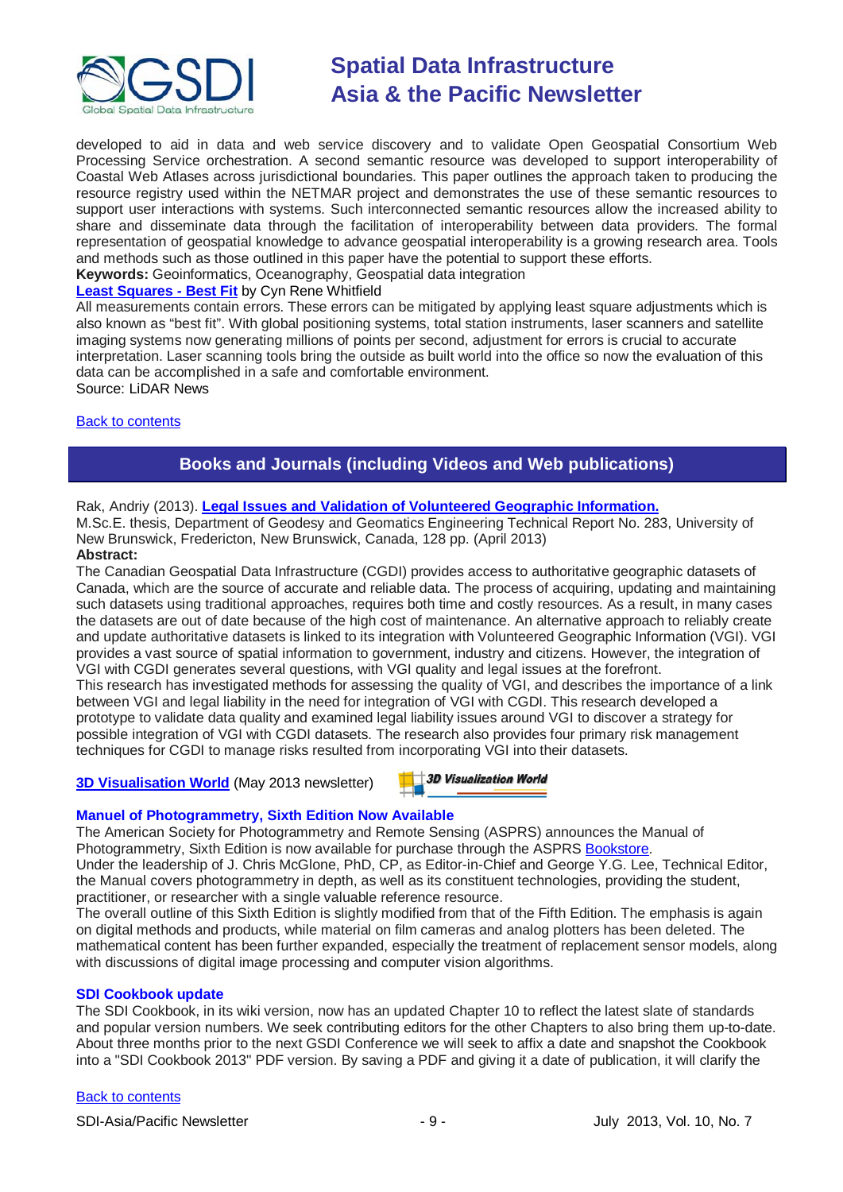developed to aid in data and web service discovery and to validate Open Geospatial Consortium Web Processing Service orchestration. A second semantic resource was developed to support interoperability of Coastal Web Atlases across jurisdictional boundaries. This paper outlines the approach taken to producing the resource registry used within the NETMAR project and demonstrates the use of these semantic resources to support user interactions with systems. Such interconnected semantic resources allow the increased ability to share and disseminate data through the facilitation of interoperability between data providers. The formal representation of geospatial knowledge to advance geospatial interoperability is a growing research area. Tools and methods such as those outlined in this paper have the potential to support these efforts.

**Keywords:** Geoinformatics, Oceanography, Geospatial data integration

**Least Squares - Best Fit** by Cyn Rene Whitfield

All measurements contain errors. These errors can be mitigated by applying least square adjustments which is also known as "best fit". With global positioning systems, total station instruments, laser scanners and satellite imaging systems now generating millions of points per second, adjustment for errors is crucial to accurate interpretation. Laser scanning tools bring the outside as built world into the office so now the evaluation of this data can be accomplished in a safe and comfortable environment.

Source: LiDAR News

Back to contents

## Books and Journals (including Videos and Web publications)

Rak, Andriy (2013). **Legal Issues and Validation of Volunteered Geographic Information.**

M.Sc.E. thesis, Department of Geodesy and Geomatics Engineering Technical Report No. 283, University of New Brunswick, Fredericton, New Brunswick, Canada, 128 pp. (April 2013)

**Abstract:**

The Canadian Geospatial Data Infrastructure (CGDI) provides access to authoritative geographic datasets of Canada, which are the source of accurate and reliable data. The process of acquiring, updating and maintaining such datasets using traditional approaches, requires both time and costly resources. As a result, in many cases the datasets are out of date because of the high cost of maintenance. An alternative approach to reliably create and update authoritative datasets is linked to its integration with Volunteered Geographic Information (VGI). VGI provides a vast source of spatial information to government, industry and citizens. However, the integration of VGI with CGDI generates several questions, with VGI quality and legal issues at the forefront.

This research has investigated methods for assessing the quality of VGI, and describes the importance of a link between VGI and legal liability in the need for integration of VGI with CGDI. This research developed a prototype to validate data quality and examined legal liability issues around VGI to discover a strategy for possible integration of VGI with CGDI datasets. The research also provides four primary risk management techniques for CGDI to manage risks resulted from incorporating VGI into their datasets.

**3D Visualisation World** (May 2013 newsletter)

### Manuel of Photogrammetry, Sixth Edition Now Available

The American Society for Photogrammetry and Remote Sensing (ASPRS) announces the Manual of Photogrammetry, Sixth Edition is now available for purchase through the ASPRS Bookstore.

Under the leadership of J. Chris McGlone, PhD, CP, as Editor-in-Chief and George Y.G. Lee, Technical Editor, the Manual covers photogrammetry in depth, as well as its constituent technologies, providing the student, practitioner, or researcher with a single valuable reference resource.

The overall outline of this Sixth Edition is slightly modified from that of the Fifth Edition. The emphasis is again on digital methods and products, while material on film cameras and analog plotters has been deleted. The mathematical content has been further expanded, especially the treatment of replacement sensor models, along with discussions of digital image processing and computer vision algorithms.

### SDI Cookbook update

The SDI Cookbook, in its wiki version, now has an updated Chapter 10 to reflect the latest slate of standards and popular version numbers. We seek contributing editors for the other Chapters to also bring them up-to-date. About three months prior to the next GSDI Conference we will seek to affix a date and snapshot the Cookbook into a "SDI Cookbook 2013" PDF version. By saving a PDF and giving it a date of publication, it will clarify the

Back to contents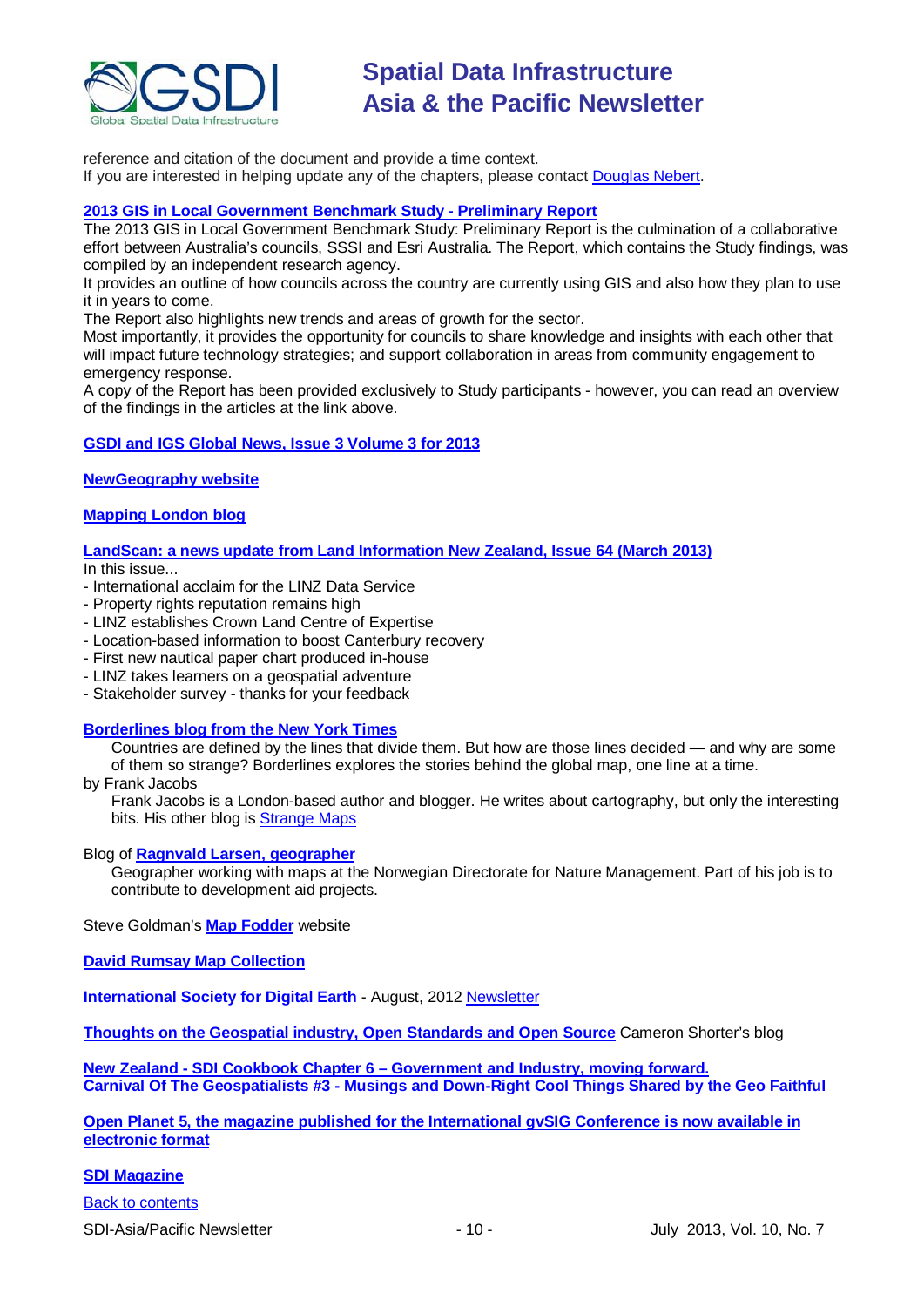reference and citation of the document and provide a time context.
If you are interested in helping update any of the chapters, please contact Douglas Nebert.

**2013 GIS in Local Government Benchmark Study - Preliminary Report**

The 2013 GIS in Local Government Benchmark Study: Preliminary Report is the culmination of a collaborative effort between Australia's councils, SSSI and Esri Australia. The Report, which contains the Study findings, was compiled by an independent research agency.
It provides an outline of how councils across the country are currently using GIS and also how they plan to use it in years to come.
The Report also highlights new trends and areas of growth for the sector.
Most importantly, it provides the opportunity for councils to share knowledge and insights with each other that will impact future technology strategies; and support collaboration in areas from community engagement to emergency response.
A copy of the Report has been provided exclusively to Study participants - however, you can read an overview of the findings in the articles at the link above.

**GSDI and IGS Global News, Issue 3 Volume 3 for 2013**

**NewGeography website**

**Mapping London blog**

**LandScan: a news update from Land Information New Zealand, Issue 64 (March 2013)**

In this issue...
- International acclaim for the LINZ Data Service
- Property rights reputation remains high
- LINZ establishes Crown Land Centre of Expertise
- Location-based information to boost Canterbury recovery
- First new nautical paper chart produced in-house
- LINZ takes learners on a geospatial adventure
- Stakeholder survey - thanks for your feedback

**Borderlines blog from the New York Times**

> Countries are defined by the lines that divide them. But how are those lines decided — and why are some of them so strange? Borderlines explores the stories behind the global map, one line at a time.

by Frank Jacobs

> Frank Jacobs is a London-based author and blogger. He writes about cartography, but only the interesting bits. His other blog is Strange Maps

Blog of **Ragnvald Larsen, geographer**

> Geographer working with maps at the Norwegian Directorate for Nature Management. Part of his job is to contribute to development aid projects.

Steve Goldman's **Map Fodder** website

**David Rumsay Map Collection**

**International Society for Digital Earth** - August, 2012 Newsletter

**Thoughts on the Geospatial industry, Open Standards and Open Source** Cameron Shorter's blog

**New Zealand - SDI Cookbook Chapter 6 – Government and Industry, moving forward.**
**Carnival Of The Geospatialists #3 - Musings and Down-Right Cool Things Shared by the Geo Faithful**

**Open Planet 5, the magazine published for the International gvSIG Conference is now available in electronic format**

**SDI Magazine**

Back to contents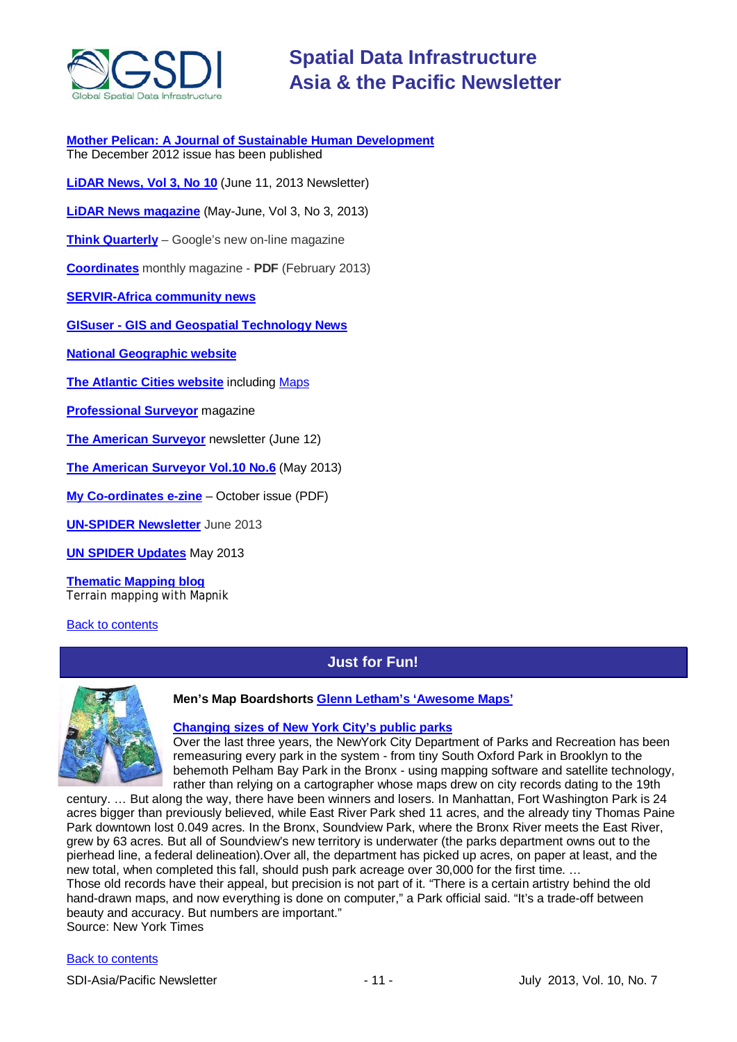**Mother Pelican: A Journal of Sustainable Human Development**
The December 2012 issue has been published

**LiDAR News, Vol 3, No 10** (June 11, 2013 Newsletter)

**LiDAR News magazine** (May-June, Vol 3, No 3, 2013)

**Think Quarterly** – Google's new on-line magazine

**Coordinates** monthly magazine - **PDF** (February 2013)

**SERVIR-Africa community news**

**GISuser - GIS and Geospatial Technology News**

**National Geographic website**

**The Atlantic Cities website** including Maps

**Professional Surveyor** magazine

**The American Surveyor** newsletter (June 12)

**The American Surveyor Vol.10 No.6** (May 2013)

**My Co-ordinates e-zine** – October issue (PDF)

**UN-SPIDER Newsletter** June 2013

**UN SPIDER Updates** May 2013

**Thematic Mapping blog**
Terrain mapping with Mapnik

Back to contents

## Just for Fun!

**Men's Map Boardshorts Glenn Letham's 'Awesome Maps'**

**Changing sizes of New York City's public parks**
Over the last three years, the NewYork City Department of Parks and Recreation has been remeasuring every park in the system - from tiny South Oxford Park in Brooklyn to the behemoth Pelham Bay Park in the Bronx - using mapping software and satellite technology, rather than relying on a cartographer whose maps drew on city records dating to the 19th century. … But along the way, there have been winners and losers. In Manhattan, Fort Washington Park is 24 acres bigger than previously believed, while East River Park shed 11 acres, and the already tiny Thomas Paine Park downtown lost 0.049 acres. In the Bronx, Soundview Park, where the Bronx River meets the East River, grew by 63 acres. But all of Soundview's new territory is underwater (the parks department owns out to the pierhead line, a federal delineation).Over all, the department has picked up acres, on paper at least, and the new total, when completed this fall, should push park acreage over 30,000 for the first time. …
Those old records have their appeal, but precision is not part of it. "There is a certain artistry behind the old hand-drawn maps, and now everything is done on computer," a Park official said. "It's a trade-off between beauty and accuracy. But numbers are important."
Source: New York Times

Back to contents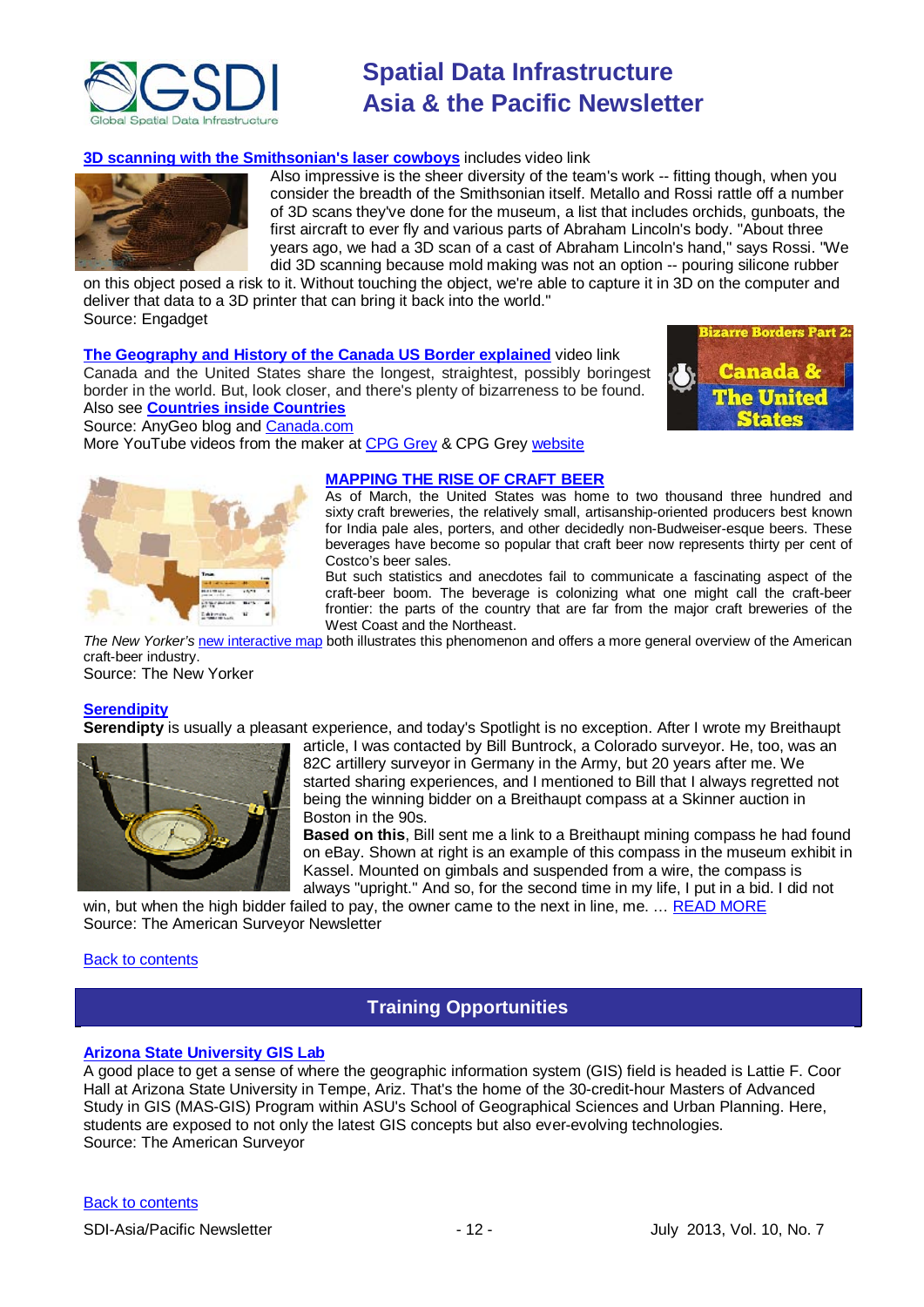**3D scanning with the Smithsonian's laser cowboys** includes video link

Also impressive is the sheer diversity of the team's work -- fitting though, when you consider the breadth of the Smithsonian itself. Metallo and Rossi rattle off a number of 3D scans they've done for the museum, a list that includes orchids, gunboats, the first aircraft to ever fly and various parts of Abraham Lincoln's body. "About three years ago, we had a 3D scan of a cast of Abraham Lincoln's hand," says Rossi. "We did 3D scanning because mold making was not an option -- pouring silicone rubber on this object posed a risk to it. Without touching the object, we're able to capture it in 3D on the computer and deliver that data to a 3D printer that can bring it back into the world."
Source: Engadget

**The Geography and History of the Canada US Border explained** video link
Canada and the United States share the longest, straightest, possibly boringest border in the world. But, look closer, and there's plenty of bizarreness to be found.
Also see **Countries inside Countries**
Source: AnyGeo blog and Canada.com
More YouTube videos from the maker at CPG Grey & CPG Grey website

**MAPPING THE RISE OF CRAFT BEER**

As of March, the United States was home to two thousand three hundred and sixty craft breweries, the relatively small, artisanship-oriented producers best known for India pale ales, porters, and other decidedly non-Budweiser-esque beers. These beverages have become so popular that craft beer now represents thirty per cent of Costco's beer sales.

But such statistics and anecdotes fail to communicate a fascinating aspect of the craft-beer boom. The beverage is colonizing what one might call the craft-beer frontier: the parts of the country that are far from the major craft breweries of the West Coast and the Northeast.

*The New Yorker's* new interactive map both illustrates this phenomenon and offers a more general overview of the American craft-beer industry.
Source: The New Yorker

**Serendipity**

**Serendipty** is usually a pleasant experience, and today's Spotlight is no exception. After I wrote my Breithaupt article, I was contacted by Bill Buntrock, a Colorado surveyor. He, too, was an 82C artillery surveyor in Germany in the Army, but 20 years after me. We started sharing experiences, and I mentioned to Bill that I always regretted not being the winning bidder on a Breithaupt compass at a Skinner auction in Boston in the 90s.

**Based on this**, Bill sent me a link to a Breithaupt mining compass he had found on eBay. Shown at right is an example of this compass in the museum exhibit in Kassel. Mounted on gimbals and suspended from a wire, the compass is always "upright." And so, for the second time in my life, I put in a bid. I did not win, but when the high bidder failed to pay, the owner came to the next in line, me. … READ MORE
Source: The American Surveyor Newsletter

Back to contents

## Training Opportunities

**Arizona State University GIS Lab**

A good place to get a sense of where the geographic information system (GIS) field is headed is Lattie F. Coor Hall at Arizona State University in Tempe, Ariz. That's the home of the 30-credit-hour Masters of Advanced Study in GIS (MAS-GIS) Program within ASU's School of Geographical Sciences and Urban Planning. Here, students are exposed to not only the latest GIS concepts but also ever-evolving technologies.
Source: The American Surveyor

Back to contents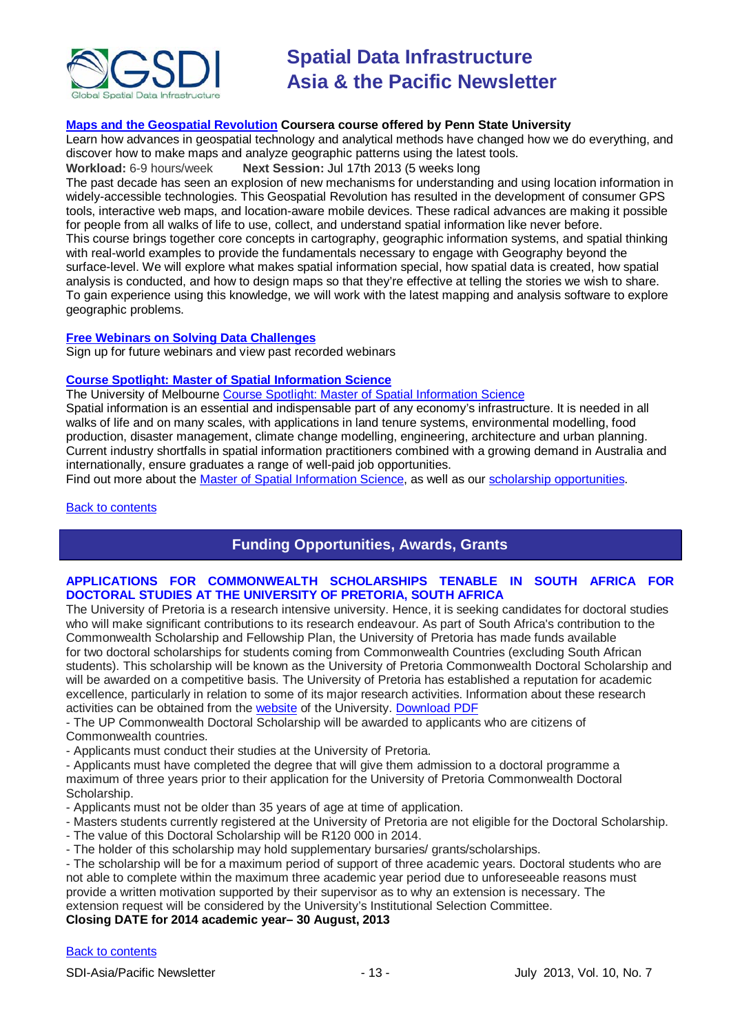**Maps and the Geospatial Revolution** **Coursera course offered by Penn State University**

Learn how advances in geospatial technology and analytical methods have changed how we do everything, and discover how to make maps and analyze geographic patterns using the latest tools.

**Workload:** 6-9 hours/week **Next Session:** Jul 17th 2013 (5 weeks long

The past decade has seen an explosion of new mechanisms for understanding and using location information in widely-accessible technologies. This Geospatial Revolution has resulted in the development of consumer GPS tools, interactive web maps, and location-aware mobile devices. These radical advances are making it possible for people from all walks of life to use, collect, and understand spatial information like never before.

This course brings together core concepts in cartography, geographic information systems, and spatial thinking with real-world examples to provide the fundamentals necessary to engage with Geography beyond the surface-level. We will explore what makes spatial information special, how spatial data is created, how spatial analysis is conducted, and how to design maps so that they're effective at telling the stories we wish to share. To gain experience using this knowledge, we will work with the latest mapping and analysis software to explore geographic problems.

**Free Webinars on Solving Data Challenges**

Sign up for future webinars and view past recorded webinars

**Course Spotlight: Master of Spatial Information Science**

The University of Melbourne Course Spotlight: Master of Spatial Information Science

Spatial information is an essential and indispensable part of any economy's infrastructure. It is needed in all walks of life and on many scales, with applications in land tenure systems, environmental modelling, food production, disaster management, climate change modelling, engineering, architecture and urban planning. Current industry shortfalls in spatial information practitioners combined with a growing demand in Australia and internationally, ensure graduates a range of well-paid job opportunities.

Find out more about the Master of Spatial Information Science, as well as our scholarship opportunities.

Back to contents

## Funding Opportunities, Awards, Grants

**APPLICATIONS FOR COMMONWEALTH SCHOLARSHIPS TENABLE IN SOUTH AFRICA FOR DOCTORAL STUDIES AT THE UNIVERSITY OF PRETORIA, SOUTH AFRICA**

The University of Pretoria is a research intensive university. Hence, it is seeking candidates for doctoral studies who will make significant contributions to its research endeavour. As part of South Africa's contribution to the Commonwealth Scholarship and Fellowship Plan, the University of Pretoria has made funds available for two doctoral scholarships for students coming from Commonwealth Countries (excluding South African students). This scholarship will be known as the University of Pretoria Commonwealth Doctoral Scholarship and will be awarded on a competitive basis. The University of Pretoria has established a reputation for academic excellence, particularly in relation to some of its major research activities. Information about these research activities can be obtained from the website of the University. Download PDF

- The UP Commonwealth Doctoral Scholarship will be awarded to applicants who are citizens of Commonwealth countries.
- Applicants must conduct their studies at the University of Pretoria.
- Applicants must have completed the degree that will give them admission to a doctoral programme a maximum of three years prior to their application for the University of Pretoria Commonwealth Doctoral Scholarship.
- Applicants must not be older than 35 years of age at time of application.
- Masters students currently registered at the University of Pretoria are not eligible for the Doctoral Scholarship.
- The value of this Doctoral Scholarship will be R120 000 in 2014.
- The holder of this scholarship may hold supplementary bursaries/ grants/scholarships.
- The scholarship will be for a maximum period of support of three academic years. Doctoral students who are not able to complete within the maximum three academic year period due to unforeseeable reasons must provide a written motivation supported by their supervisor as to why an extension is necessary. The extension request will be considered by the University's Institutional Selection Committee.

**Closing DATE for 2014 academic year– 30 August, 2013**

Back to contents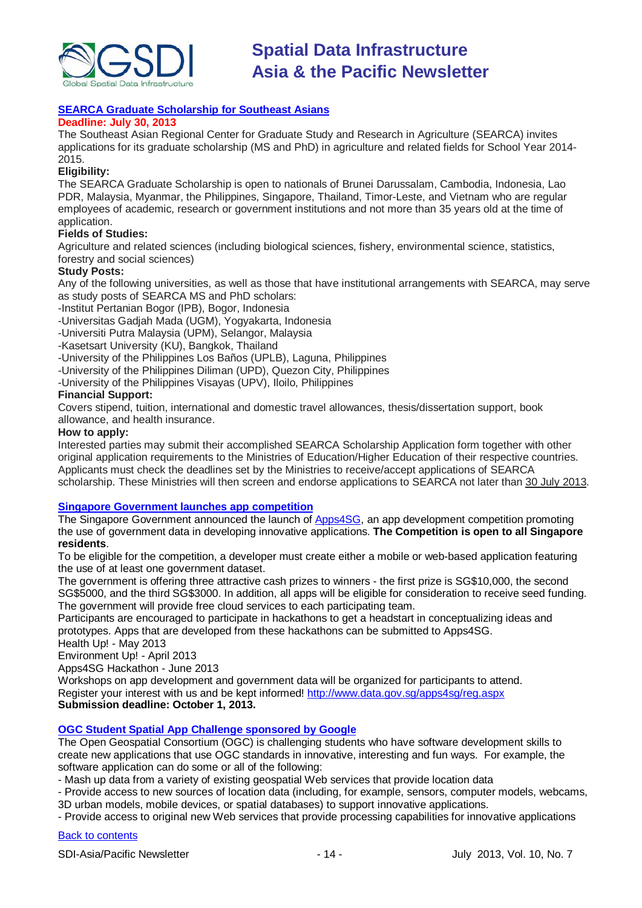### [SEARCA Graduate Scholarship for Southeast Asians](#)

**Deadline: July 30, 2013**

The Southeast Asian Regional Center for Graduate Study and Research in Agriculture (SEARCA) invites applications for its graduate scholarship (MS and PhD) in agriculture and related fields for School Year 2014-2015.

**Eligibility:**

The SEARCA Graduate Scholarship is open to nationals of Brunei Darussalam, Cambodia, Indonesia, Lao PDR, Malaysia, Myanmar, the Philippines, Singapore, Thailand, Timor-Leste, and Vietnam who are regular employees of academic, research or government institutions and not more than 35 years old at the time of application.

**Fields of Studies:**

Agriculture and related sciences (including biological sciences, fishery, environmental science, statistics, forestry and social sciences)

**Study Posts:**

Any of the following universities, as well as those that have institutional arrangements with SEARCA, may serve as study posts of SEARCA MS and PhD scholars:

-Institut Pertanian Bogor (IPB), Bogor, Indonesia
-Universitas Gadjah Mada (UGM), Yogyakarta, Indonesia
-Universiti Putra Malaysia (UPM), Selangor, Malaysia
-Kasetsart University (KU), Bangkok, Thailand
-University of the Philippines Los Baños (UPLB), Laguna, Philippines
-University of the Philippines Diliman (UPD), Quezon City, Philippines
-University of the Philippines Visayas (UPV), Iloilo, Philippines

**Financial Support:**

Covers stipend, tuition, international and domestic travel allowances, thesis/dissertation support, book allowance, and health insurance.

**How to apply:**

Interested parties may submit their accomplished SEARCA Scholarship Application form together with other original application requirements to the Ministries of Education/Higher Education of their respective countries. Applicants must check the deadlines set by the Ministries to receive/accept applications of SEARCA scholarship. These Ministries will then screen and endorse applications to SEARCA not later than 30 July 2013.

### [Singapore Government launches app competition](#)

The Singapore Government announced the launch of [Apps4SG](#), an app development competition promoting the use of government data in developing innovative applications. **The Competition is open to all Singapore residents**.

To be eligible for the competition, a developer must create either a mobile or web-based application featuring the use of at least one government dataset.

The government is offering three attractive cash prizes to winners - the first prize is SG$10,000, the second SG$5000, and the third SG$3000. In addition, all apps will be eligible for consideration to receive seed funding. The government will provide free cloud services to each participating team.

Participants are encouraged to participate in hackathons to get a headstart in conceptualizing ideas and prototypes. Apps that are developed from these hackathons can be submitted to Apps4SG.

Health Up! - May 2013
Environment Up! - April 2013
Apps4SG Hackathon - June 2013

Workshops on app development and government data will be organized for participants to attend.

Register your interest with us and be kept informed! [http://www.data.gov.sg/apps4sg/reg.aspx](http://www.data.gov.sg/apps4sg/reg.aspx)

**Submission deadline: October 1, 2013.**

### [OGC Student Spatial App Challenge sponsored by Google](#)

The Open Geospatial Consortium (OGC) is challenging students who have software development skills to create new applications that use OGC standards in innovative, interesting and fun ways. For example, the software application can do some or all of the following:

- Mash up data from a variety of existing geospatial Web services that provide location data
- Provide access to new sources of location data (including, for example, sensors, computer models, webcams, 3D urban models, mobile devices, or spatial databases) to support innovative applications.
- Provide access to original new Web services that provide processing capabilities for innovative applications

[Back to contents](#)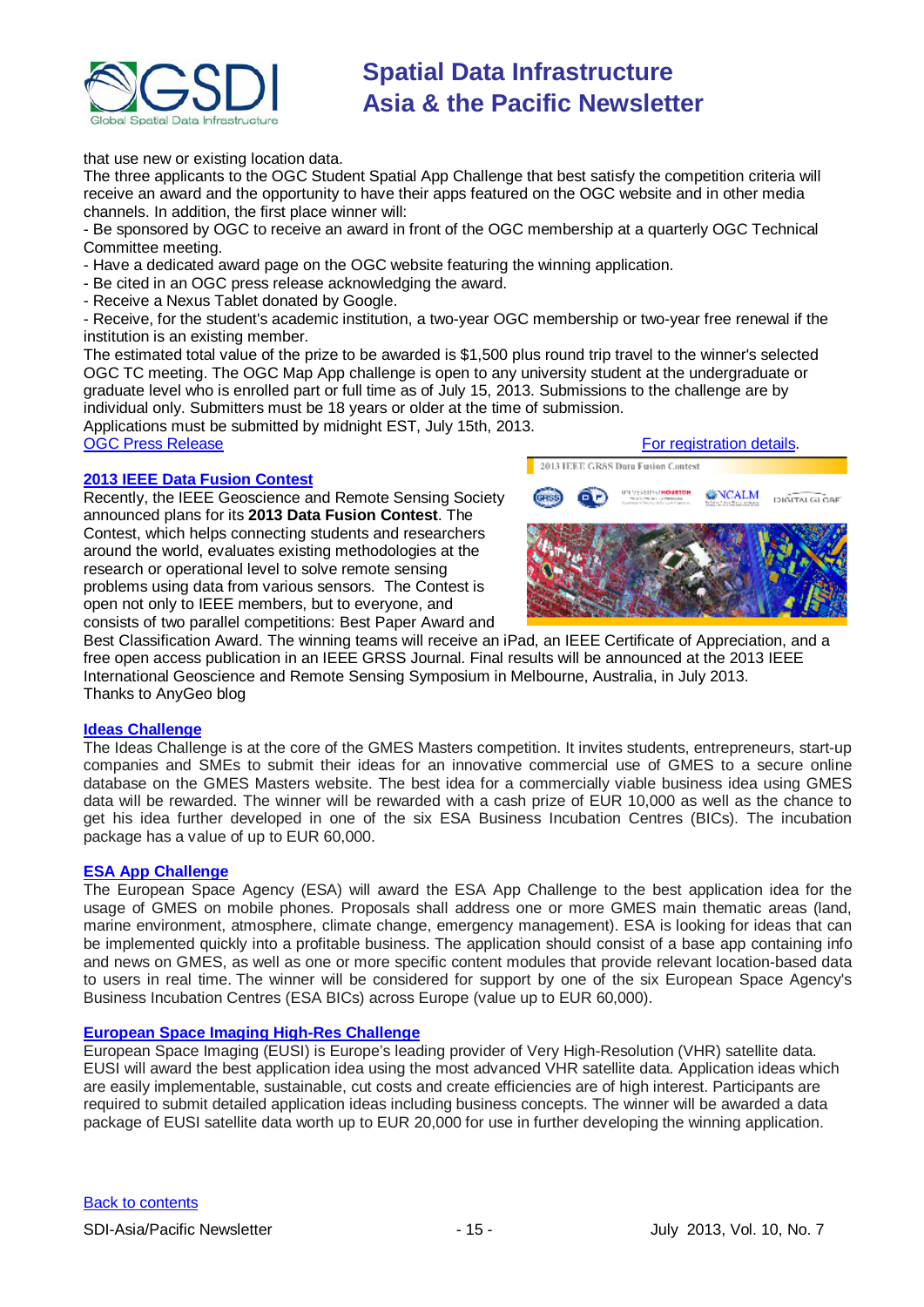that use new or existing location data.
The three applicants to the OGC Student Spatial App Challenge that best satisfy the competition criteria will receive an award and the opportunity to have their apps featured on the OGC website and in other media channels. In addition, the first place winner will:
- Be sponsored by OGC to receive an award in front of the OGC membership at a quarterly OGC Technical Committee meeting.
- Have a dedicated award page on the OGC website featuring the winning application.
- Be cited in an OGC press release acknowledging the award.
- Receive a Nexus Tablet donated by Google.
- Receive, for the student's academic institution, a two-year OGC membership or two-year free renewal if the institution is an existing member.

The estimated total value of the prize to be awarded is $1,500 plus round trip travel to the winner's selected OGC TC meeting. The OGC Map App challenge is open to any university student at the undergraduate or graduate level who is enrolled part or full time as of July 15, 2013. Submissions to the challenge are by individual only. Submitters must be 18 years or older at the time of submission.
Applications must be submitted by midnight EST, July 15th, 2013.
OGC Press Release For registration details.

### 2013 IEEE Data Fusion Contest

Recently, the IEEE Geoscience and Remote Sensing Society announced plans for its **2013 Data Fusion Contest**. The Contest, which helps connecting students and researchers around the world, evaluates existing methodologies at the research or operational level to solve remote sensing problems using data from various sensors. The Contest is open not only to IEEE members, but to everyone, and consists of two parallel competitions: Best Paper Award and Best Classification Award. The winning teams will receive an iPad, an IEEE Certificate of Appreciation, and a free open access publication in an IEEE GRSS Journal. Final results will be announced at the 2013 IEEE International Geoscience and Remote Sensing Symposium in Melbourne, Australia, in July 2013.
Thanks to AnyGeo blog

### Ideas Challenge

The Ideas Challenge is at the core of the GMES Masters competition. It invites students, entrepreneurs, start-up companies and SMEs to submit their ideas for an innovative commercial use of GMES to a secure online database on the GMES Masters website. The best idea for a commercially viable business idea using GMES data will be rewarded. The winner will be rewarded with a cash prize of EUR 10,000 as well as the chance to get his idea further developed in one of the six ESA Business Incubation Centres (BICs). The incubation package has a value of up to EUR 60,000.

### ESA App Challenge

The European Space Agency (ESA) will award the ESA App Challenge to the best application idea for the usage of GMES on mobile phones. Proposals shall address one or more GMES main thematic areas (land, marine environment, atmosphere, climate change, emergency management). ESA is looking for ideas that can be implemented quickly into a profitable business. The application should consist of a base app containing info and news on GMES, as well as one or more specific content modules that provide relevant location-based data to users in real time. The winner will be considered for support by one of the six European Space Agency's Business Incubation Centres (ESA BICs) across Europe (value up to EUR 60,000).

### European Space Imaging High-Res Challenge

European Space Imaging (EUSI) is Europe's leading provider of Very High-Resolution (VHR) satellite data. EUSI will award the best application idea using the most advanced VHR satellite data. Application ideas which are easily implementable, sustainable, cut costs and create efficiencies are of high interest. Participants are required to submit detailed application ideas including business concepts. The winner will be awarded a data package of EUSI satellite data worth up to EUR 20,000 for use in further developing the winning application.

Back to contents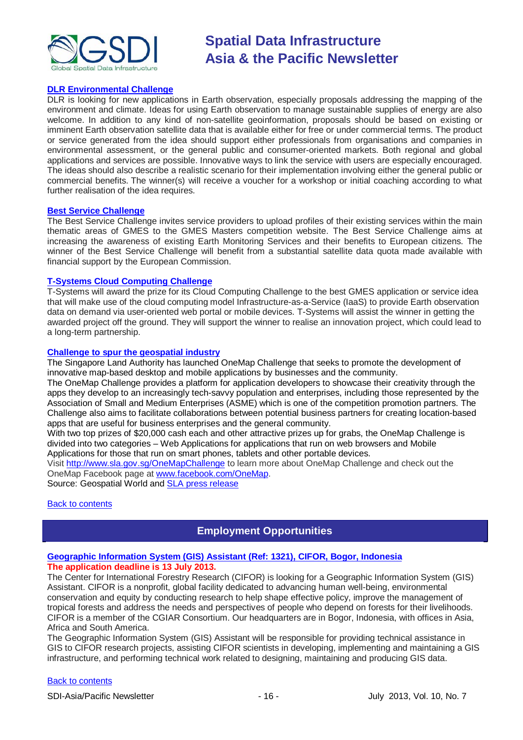### [DLR Environmental Challenge]

DLR is looking for new applications in Earth observation, especially proposals addressing the mapping of the environment and climate. Ideas for using Earth observation to manage sustainable supplies of energy are also welcome. In addition to any kind of non-satellite geoinformation, proposals should be based on existing or imminent Earth observation satellite data that is available either for free or under commercial terms. The product or service generated from the idea should support either professionals from organisations and companies in environmental assessment, or the general public and consumer-oriented markets. Both regional and global applications and services are possible. Innovative ways to link the service with users are especially encouraged. The ideas should also describe a realistic scenario for their implementation involving either the general public or commercial benefits. The winner(s) will receive a voucher for a workshop or initial coaching according to what further realisation of the idea requires.

### [Best Service Challenge]

The Best Service Challenge invites service providers to upload profiles of their existing services within the main thematic areas of GMES to the GMES Masters competition website. The Best Service Challenge aims at increasing the awareness of existing Earth Monitoring Services and their benefits to European citizens. The winner of the Best Service Challenge will benefit from a substantial satellite data quota made available with financial support by the European Commission.

### [T-Systems Cloud Computing Challenge]

T-Systems will award the prize for its Cloud Computing Challenge to the best GMES application or service idea that will make use of the cloud computing model Infrastructure-as-a-Service (IaaS) to provide Earth observation data on demand via user-oriented web portal or mobile devices. T-Systems will assist the winner in getting the awarded project off the ground. They will support the winner to realise an innovation project, which could lead to a long-term partnership.

### [Challenge to spur the geospatial industry]

The Singapore Land Authority has launched OneMap Challenge that seeks to promote the development of innovative map-based desktop and mobile applications by businesses and the community.

The OneMap Challenge provides a platform for application developers to showcase their creativity through the apps they develop to an increasingly tech-savvy population and enterprises, including those represented by the Association of Small and Medium Enterprises (ASME) which is one of the competition promotion partners. The Challenge also aims to facilitate collaborations between potential business partners for creating location-based apps that are useful for business enterprises and the general community.

With two top prizes of $20,000 cash each and other attractive prizes up for grabs, the OneMap Challenge is divided into two categories – Web Applications for applications that run on web browsers and Mobile Applications for those that run on smart phones, tablets and other portable devices.

Visit http://www.sla.gov.sg/OneMapChallenge to learn more about OneMap Challenge and check out the OneMap Facebook page at www.facebook.com/OneMap.

Source: Geospatial World and [SLA press release]

[Back to contents]

## Employment Opportunities

### [Geographic Information System (GIS) Assistant (Ref: 1321), CIFOR, Bogor, Indonesia]

**The application deadline is 13 July 2013.**

The Center for International Forestry Research (CIFOR) is looking for a Geographic Information System (GIS) Assistant. CIFOR is a nonprofit, global facility dedicated to advancing human well-being, environmental conservation and equity by conducting research to help shape effective policy, improve the management of tropical forests and address the needs and perspectives of people who depend on forests for their livelihoods. CIFOR is a member of the CGIAR Consortium. Our headquarters are in Bogor, Indonesia, with offices in Asia, Africa and South America.

The Geographic Information System (GIS) Assistant will be responsible for providing technical assistance in GIS to CIFOR research projects, assisting CIFOR scientists in developing, implementing and maintaining a GIS infrastructure, and performing technical work related to designing, maintaining and producing GIS data.

[Back to contents]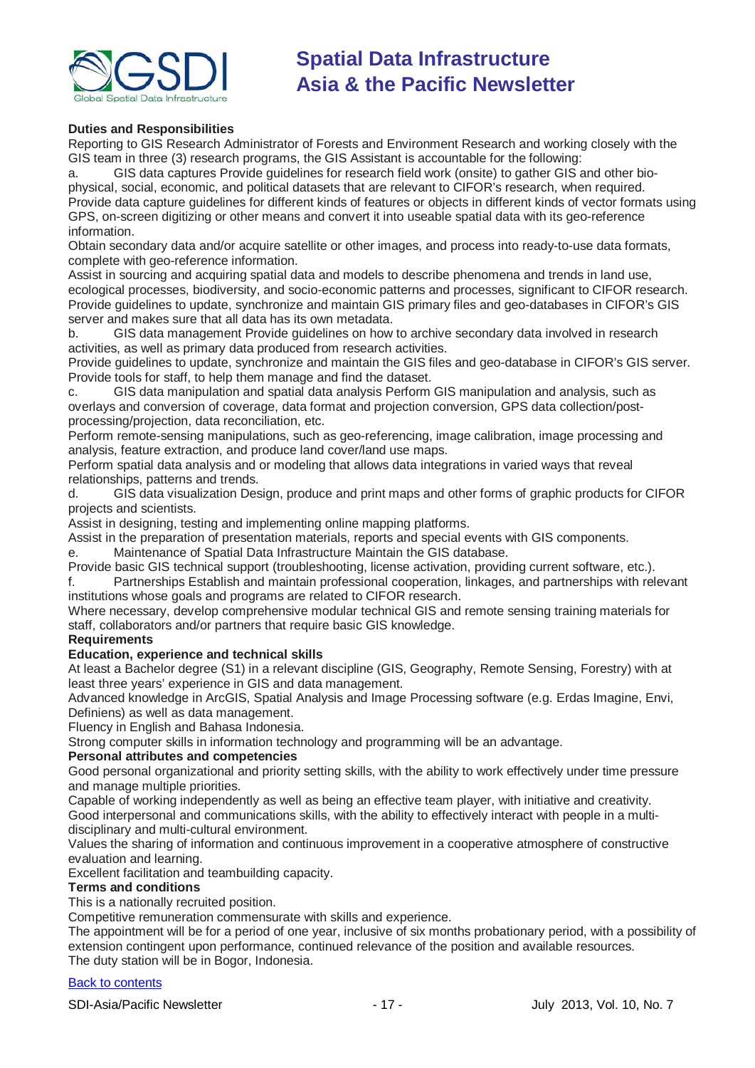**Duties and Responsibilities**

Reporting to GIS Research Administrator of Forests and Environment Research and working closely with the GIS team in three (3) research programs, the GIS Assistant is accountable for the following:

a. GIS data captures Provide guidelines for research field work (onsite) to gather GIS and other bio-physical, social, economic, and political datasets that are relevant to CIFOR's research, when required.

Provide data capture guidelines for different kinds of features or objects in different kinds of vector formats using GPS, on-screen digitizing or other means and convert it into useable spatial data with its geo-reference information.

Obtain secondary data and/or acquire satellite or other images, and process into ready-to-use data formats, complete with geo-reference information.

Assist in sourcing and acquiring spatial data and models to describe phenomena and trends in land use, ecological processes, biodiversity, and socio-economic patterns and processes, significant to CIFOR research.

Provide guidelines to update, synchronize and maintain GIS primary files and geo-databases in CIFOR's GIS server and makes sure that all data has its own metadata.

b. GIS data management Provide guidelines on how to archive secondary data involved in research activities, as well as primary data produced from research activities.

Provide guidelines to update, synchronize and maintain the GIS files and geo-database in CIFOR's GIS server.

Provide tools for staff, to help them manage and find the dataset.

c. GIS data manipulation and spatial data analysis Perform GIS manipulation and analysis, such as overlays and conversion of coverage, data format and projection conversion, GPS data collection/post-processing/projection, data reconciliation, etc.

Perform remote-sensing manipulations, such as geo-referencing, image calibration, image processing and analysis, feature extraction, and produce land cover/land use maps.

Perform spatial data analysis and or modeling that allows data integrations in varied ways that reveal relationships, patterns and trends.

d. GIS data visualization Design, produce and print maps and other forms of graphic products for CIFOR projects and scientists.

Assist in designing, testing and implementing online mapping platforms.

Assist in the preparation of presentation materials, reports and special events with GIS components.

e. Maintenance of Spatial Data Infrastructure Maintain the GIS database.

Provide basic GIS technical support (troubleshooting, license activation, providing current software, etc.).

f. Partnerships Establish and maintain professional cooperation, linkages, and partnerships with relevant institutions whose goals and programs are related to CIFOR research.

Where necessary, develop comprehensive modular technical GIS and remote sensing training materials for staff, collaborators and/or partners that require basic GIS knowledge.

**Requirements**

**Education, experience and technical skills**

At least a Bachelor degree (S1) in a relevant discipline (GIS, Geography, Remote Sensing, Forestry) with at least three years' experience in GIS and data management.

Advanced knowledge in ArcGIS, Spatial Analysis and Image Processing software (e.g. Erdas Imagine, Envi, Definiens) as well as data management.

Fluency in English and Bahasa Indonesia.

Strong computer skills in information technology and programming will be an advantage.

**Personal attributes and competencies**

Good personal organizational and priority setting skills, with the ability to work effectively under time pressure and manage multiple priorities.

Capable of working independently as well as being an effective team player, with initiative and creativity.

Good interpersonal and communications skills, with the ability to effectively interact with people in a multi-disciplinary and multi-cultural environment.

Values the sharing of information and continuous improvement in a cooperative atmosphere of constructive evaluation and learning.

Excellent facilitation and teambuilding capacity.

**Terms and conditions**

This is a nationally recruited position.

Competitive remuneration commensurate with skills and experience.

The appointment will be for a period of one year, inclusive of six months probationary period, with a possibility of extension contingent upon performance, continued relevance of the position and available resources.

The duty station will be in Bogor, Indonesia.

[Back to contents]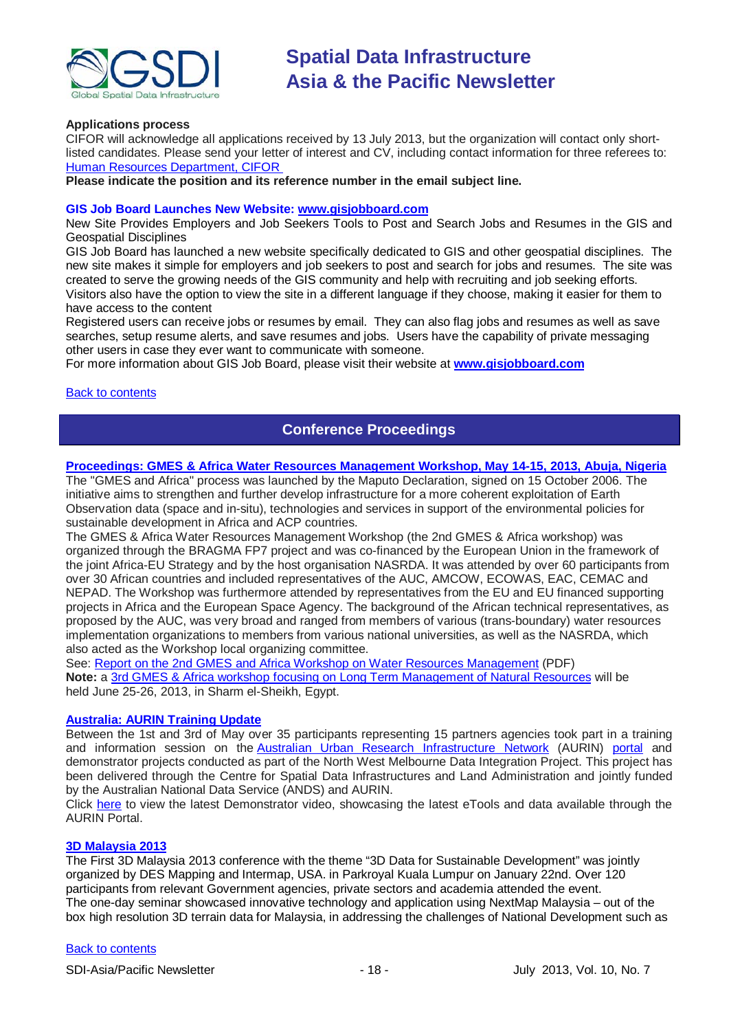**Applications process**

CIFOR will acknowledge all applications received by 13 July 2013, but the organization will contact only short-listed candidates. Please send your letter of interest and CV, including contact information for three referees to: Human Resources Department, CIFOR

**Please indicate the position and its reference number in the email subject line.**

### GIS Job Board Launches New Website: www.gisjobboard.com

New Site Provides Employers and Job Seekers Tools to Post and Search Jobs and Resumes in the GIS and Geospatial Disciplines

GIS Job Board has launched a new website specifically dedicated to GIS and other geospatial disciplines. The new site makes it simple for employers and job seekers to post and search for jobs and resumes. The site was created to serve the growing needs of the GIS community and help with recruiting and job seeking efforts.

Visitors also have the option to view the site in a different language if they choose, making it easier for them to have access to the content

Registered users can receive jobs or resumes by email. They can also flag jobs and resumes as well as save searches, setup resume alerts, and save resumes and jobs. Users have the capability of private messaging other users in case they ever want to communicate with someone.

For more information about GIS Job Board, please visit their website at **www.gisjobboard.com**

Back to contents

## Conference Proceedings

### Proceedings: GMES & Africa Water Resources Management Workshop, May 14-15, 2013, Abuja, Nigeria

The "GMES and Africa" process was launched by the Maputo Declaration, signed on 15 October 2006. The initiative aims to strengthen and further develop infrastructure for a more coherent exploitation of Earth Observation data (space and in-situ), technologies and services in support of the environmental policies for sustainable development in Africa and ACP countries.

The GMES & Africa Water Resources Management Workshop (the 2nd GMES & Africa workshop) was organized through the BRAGMA FP7 project and was co-financed by the European Union in the framework of the joint Africa-EU Strategy and by the host organisation NASRDA. It was attended by over 60 participants from over 30 African countries and included representatives of the AUC, AMCOW, ECOWAS, EAC, CEMAC and NEPAD. The Workshop was furthermore attended by representatives from the EU and EU financed supporting projects in Africa and the European Space Agency. The background of the African technical representatives, as proposed by the AUC, was very broad and ranged from members of various (trans-boundary) water resources implementation organizations to members from various national universities, as well as the NASRDA, which also acted as the Workshop local organizing committee.

See: Report on the 2nd GMES and Africa Workshop on Water Resources Management (PDF)

**Note:** a 3rd GMES & Africa workshop focusing on Long Term Management of Natural Resources will be held June 25-26, 2013, in Sharm el-Sheikh, Egypt.

### Australia: AURIN Training Update

Between the 1st and 3rd of May over 35 participants representing 15 partners agencies took part in a training and information session on the Australian Urban Research Infrastructure Network (AURIN) portal and demonstrator projects conducted as part of the North West Melbourne Data Integration Project. This project has been delivered through the Centre for Spatial Data Infrastructures and Land Administration and jointly funded by the Australian National Data Service (ANDS) and AURIN.

Click here to view the latest Demonstrator video, showcasing the latest eTools and data available through the AURIN Portal.

### 3D Malaysia 2013

The First 3D Malaysia 2013 conference with the theme "3D Data for Sustainable Development" was jointly organized by DES Mapping and Intermap, USA. in Parkroyal Kuala Lumpur on January 22nd. Over 120 participants from relevant Government agencies, private sectors and academia attended the event.

The one-day seminar showcased innovative technology and application using NextMap Malaysia – out of the box high resolution 3D terrain data for Malaysia, in addressing the challenges of National Development such as

Back to contents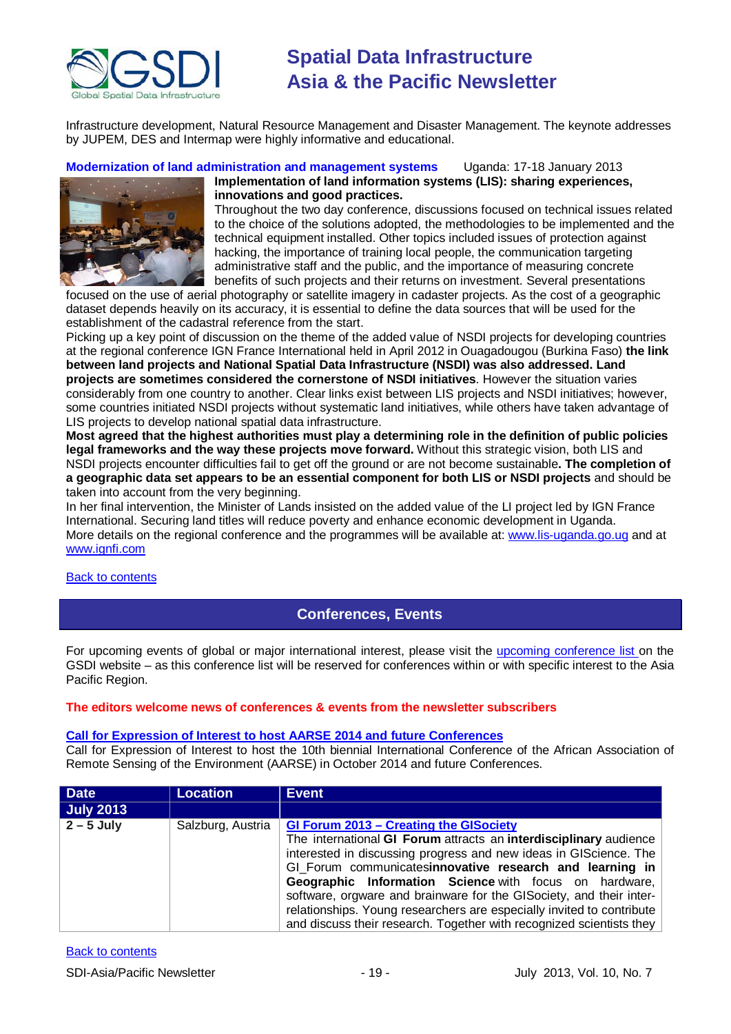Infrastructure development, Natural Resource Management and Disaster Management. The keynote addresses by JUPEM, DES and Intermap were highly informative and educational.

**Modernization of land administration and management systems** Uganda: 17-18 January 2013

**Implementation of land information systems (LIS): sharing experiences, innovations and good practices.**

Throughout the two day conference, discussions focused on technical issues related to the choice of the solutions adopted, the methodologies to be implemented and the technical equipment installed. Other topics included issues of protection against hacking, the importance of training local people, the communication targeting administrative staff and the public, and the importance of measuring concrete benefits of such projects and their returns on investment. Several presentations focused on the use of aerial photography or satellite imagery in cadaster projects. As the cost of a geographic dataset depends heavily on its accuracy, it is essential to define the data sources that will be used for the establishment of the cadastral reference from the start.

Picking up a key point of discussion on the theme of the added value of NSDI projects for developing countries at the regional conference IGN France International held in April 2012 in Ouagadougou (Burkina Faso) **the link between land projects and National Spatial Data Infrastructure (NSDI) was also addressed. Land projects are sometimes considered the cornerstone of NSDI initiatives**. However the situation varies considerably from one country to another. Clear links exist between LIS projects and NSDI initiatives; however, some countries initiated NSDI projects without systematic land initiatives, while others have taken advantage of LIS projects to develop national spatial data infrastructure.

**Most agreed that the highest authorities must play a determining role in the definition of public policies legal frameworks and the way these projects move forward.** Without this strategic vision, both LIS and NSDI projects encounter difficulties fail to get off the ground or are not become sustainable**. The completion of a geographic data set appears to be an essential component for both LIS or NSDI projects** and should be taken into account from the very beginning.

In her final intervention, the Minister of Lands insisted on the added value of the LI project led by IGN France International. Securing land titles will reduce poverty and enhance economic development in Uganda.

More details on the regional conference and the programmes will be available at: www.lis-uganda.go.ug and at www.ignfi.com

Back to contents

## Conferences, Events

For upcoming events of global or major international interest, please visit the upcoming conference list on the GSDI website – as this conference list will be reserved for conferences within or with specific interest to the Asia Pacific Region.

**The editors welcome news of conferences & events from the newsletter subscribers**

**Call for Expression of Interest to host AARSE 2014 and future Conferences**

Call for Expression of Interest to host the 10th biennial International Conference of the African Association of Remote Sensing of the Environment (AARSE) in October 2014 and future Conferences.

| Date | Location | Event |
|---|---|---|
| **July 2013** | | |
| **2 – 5 July** | Salzburg, Austria | **GI Forum 2013 – Creating the GISociety**<br>The international **GI Forum** attracts an **interdisciplinary** audience interested in discussing progress and new ideas in GIScience. The GI_Forum communicates**innovative research and learning in Geographic Information Science** with focus on hardware, software, orgware and brainware for the GISociety, and their inter-relationships. Young researchers are especially invited to contribute and discuss their research. Together with recognized scientists they |

Back to contents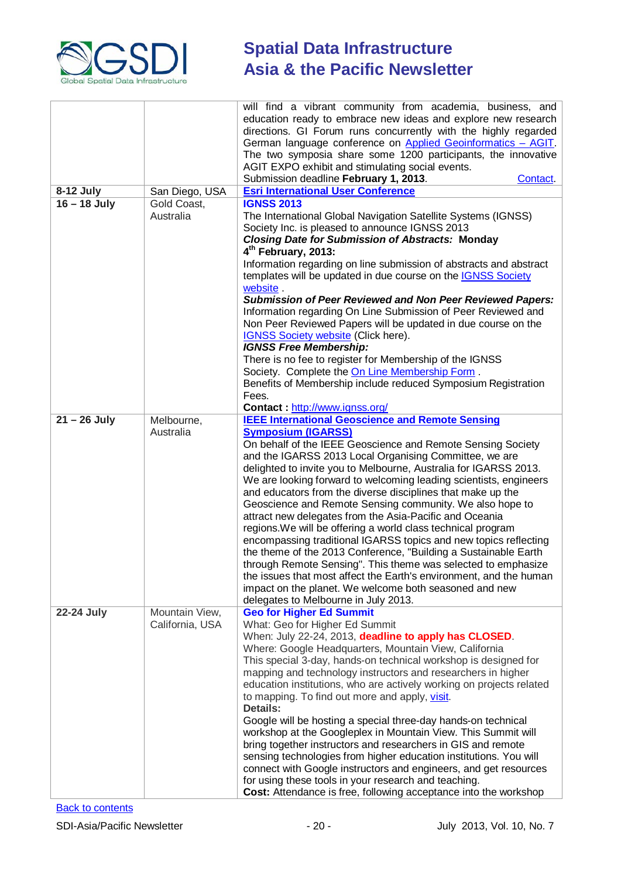| | | |
|---|---|---|
| | | will find a vibrant community from academia, business, and education ready to embrace new ideas and explore new research directions. GI Forum runs concurrently with the highly regarded German language conference on Applied Geoinformatics – AGIT. The two symposia share some 1200 participants, the innovative AGIT EXPO exhibit and stimulating social events. Submission deadline **February 1, 2013**. Contact. |
| **8-12 July** | San Diego, USA | **Esri International User Conference** |
| **16 – 18 July** | Gold Coast, Australia | **IGNSS 2013**<br>The International Global Navigation Satellite Systems (IGNSS) Society Inc. is pleased to announce IGNSS 2013<br>***Closing Date for Submission of Abstracts:*** **Monday 4th February, 2013:**<br>Information regarding on line submission of abstracts and abstract templates will be updated in due course on the IGNSS Society website .<br>***Submission of Peer Reviewed and Non Peer Reviewed Papers:***<br>Information regarding On Line Submission of Peer Reviewed and Non Peer Reviewed Papers will be updated in due course on the IGNSS Society website (Click here).<br>***IGNSS Free Membership:***<br>There is no fee to register for Membership of the IGNSS Society. Complete the On Line Membership Form .<br>Benefits of Membership include reduced Symposium Registration Fees.<br>**Contact :** http://www.ignss.org/ |
| **21 – 26 July** | Melbourne, Australia | **IEEE International Geoscience and Remote Sensing Symposium (IGARSS)**<br>On behalf of the IEEE Geoscience and Remote Sensing Society and the IGARSS 2013 Local Organising Committee, we are delighted to invite you to Melbourne, Australia for IGARSS 2013. We are looking forward to welcoming leading scientists, engineers and educators from the diverse disciplines that make up the Geoscience and Remote Sensing community. We also hope to attract new delegates from the Asia-Pacific and Oceania regions.We will be offering a world class technical program encompassing traditional IGARSS topics and new topics reflecting the theme of the 2013 Conference, "Building a Sustainable Earth through Remote Sensing". This theme was selected to emphasize the issues that most affect the Earth's environment, and the human impact on the planet. We welcome both seasoned and new delegates to Melbourne in July 2013. |
| **22-24 July** | Mountain View, California, USA | **Geo for Higher Ed Summit**<br>What: Geo for Higher Ed Summit<br>When: July 22-24, 2013, **deadline to apply has CLOSED**.<br>Where: Google Headquarters, Mountain View, California<br>This special 3-day, hands-on technical workshop is designed for mapping and technology instructors and researchers in higher education institutions, who are actively working on projects related to mapping. To find out more and apply, visit.<br>**Details:**<br>Google will be hosting a special three-day hands-on technical workshop at the Googleplex in Mountain View. This Summit will bring together instructors and researchers in GIS and remote sensing technologies from higher education institutions. You will connect with Google instructors and engineers, and get resources for using these tools in your research and teaching.<br>**Cost:** Attendance is free, following acceptance into the workshop |

Back to contents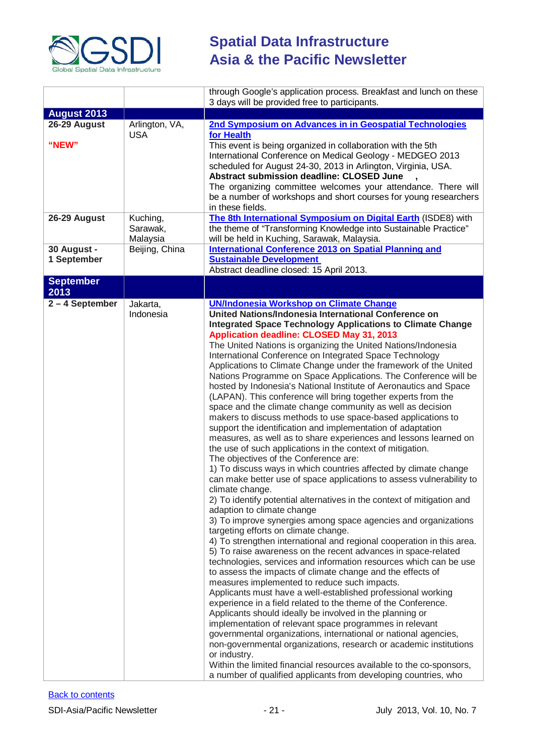| | | |
|---|---|---|
| | | through Google's application process. Breakfast and lunch on these 3 days will be provided free to participants. |
| **August 2013** | | |
| **26-29 August**<br><br>**"NEW"** | Arlington, VA, USA | **2nd Symposium on Advances in in Geospatial Technologies for Health**<br>This event is being organized in collaboration with the 5th International Conference on Medical Geology - MEDGEO 2013 scheduled for August 24-30, 2013 in Arlington, Virginia, USA.<br>**Abstract submission deadline: CLOSED June ,**<br>The organizing committee welcomes your attendance. There will be a number of workshops and short courses for young researchers in these fields. |
| **26-29 August** | Kuching, Sarawak, Malaysia | **The 8th International Symposium on Digital Earth** (ISDE8) with the theme of "Transforming Knowledge into Sustainable Practice" will be held in Kuching, Sarawak, Malaysia. |
| **30 August - 1 September** | Beijing, China | **International Conference 2013 on Spatial Planning and Sustainable Development**<br>Abstract deadline closed: 15 April 2013. |
| **September 2013** | | |
| **2 – 4 September** | Jakarta, Indonesia | **UN/Indonesia Workshop on Climate Change**<br>**United Nations/Indonesia International Conference on Integrated Space Technology Applications to Climate Change**<br>**Application deadline: CLOSED May 31, 2013**<br>The United Nations is organizing the United Nations/Indonesia International Conference on Integrated Space Technology Applications to Climate Change under the framework of the United Nations Programme on Space Applications. The Conference will be hosted by Indonesia's National Institute of Aeronautics and Space (LAPAN). This conference will bring together experts from the space and the climate change community as well as decision makers to discuss methods to use space-based applications to support the identification and implementation of adaptation measures, as well as to share experiences and lessons learned on the use of such applications in the context of mitigation.<br>The objectives of the Conference are:<br>1) To discuss ways in which countries affected by climate change can make better use of space applications to assess vulnerability to climate change.<br>2) To identify potential alternatives in the context of mitigation and adaption to climate change<br>3) To improve synergies among space agencies and organizations targeting efforts on climate change.<br>4) To strengthen international and regional cooperation in this area.<br>5) To raise awareness on the recent advances in space-related technologies, services and information resources which can be use to assess the impacts of climate change and the effects of measures implemented to reduce such impacts.<br>Applicants must have a well-established professional working experience in a field related to the theme of the Conference. Applicants should ideally be involved in the planning or implementation of relevant space programmes in relevant governmental organizations, international or national agencies, non-governmental organizations, research or academic institutions or industry.<br>Within the limited financial resources available to the co-sponsors, a number of qualified applicants from developing countries, who |

Back to contents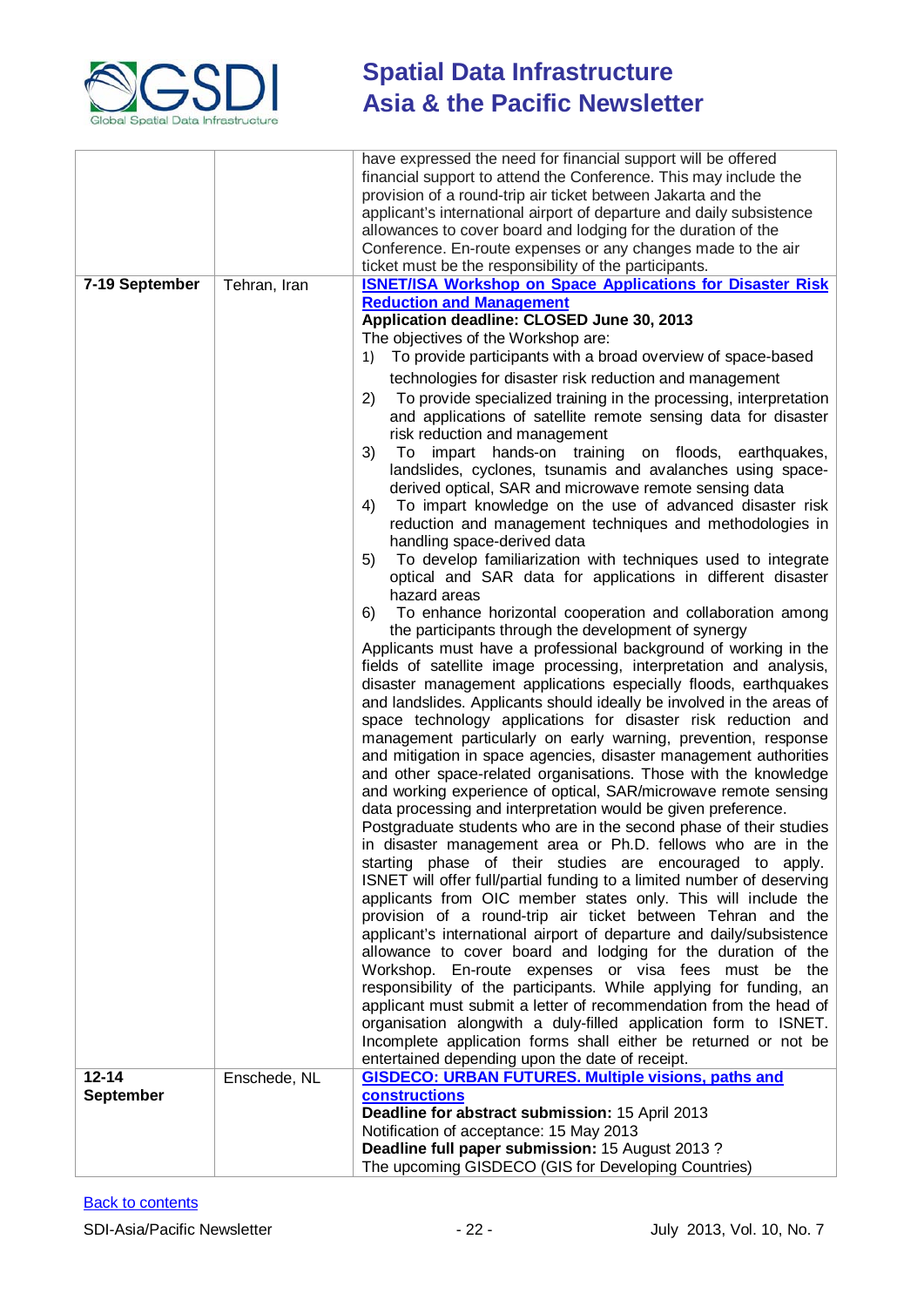| | | |
|---|---|---|
| | | have expressed the need for financial support will be offered financial support to attend the Conference. This may include the provision of a round-trip air ticket between Jakarta and the applicant's international airport of departure and daily subsistence allowances to cover board and lodging for the duration of the Conference. En-route expenses or any changes made to the air ticket must be the responsibility of the participants. |
| **7-19 September** | Tehran, Iran | **ISNET/ISA Workshop on Space Applications for Disaster Risk Reduction and Management**<br>**Application deadline: CLOSED June 30, 2013**<br>The objectives of the Workshop are:<br>1) To provide participants with a broad overview of space-based technologies for disaster risk reduction and management<br>2) To provide specialized training in the processing, interpretation and applications of satellite remote sensing data for disaster risk reduction and management<br>3) To impart hands-on training on floods, earthquakes, landslides, cyclones, tsunamis and avalanches using space-derived optical, SAR and microwave remote sensing data<br>4) To impart knowledge on the use of advanced disaster risk reduction and management techniques and methodologies in handling space-derived data<br>5) To develop familiarization with techniques used to integrate optical and SAR data for applications in different disaster hazard areas<br>6) To enhance horizontal cooperation and collaboration among the participants through the development of synergy<br>Applicants must have a professional background of working in the fields of satellite image processing, interpretation and analysis, disaster management applications especially floods, earthquakes and landslides. Applicants should ideally be involved in the areas of space technology applications for disaster risk reduction and management particularly on early warning, prevention, response and mitigation in space agencies, disaster management authorities and other space-related organisations. Those with the knowledge and working experience of optical, SAR/microwave remote sensing data processing and interpretation would be given preference.<br>Postgraduate students who are in the second phase of their studies in disaster management area or Ph.D. fellows who are in the starting phase of their studies are encouraged to apply.<br>ISNET will offer full/partial funding to a limited number of deserving applicants from OIC member states only. This will include the provision of a round-trip air ticket between Tehran and the applicant's international airport of departure and daily/subsistence allowance to cover board and lodging for the duration of the Workshop. En-route expenses or visa fees must be the responsibility of the participants. While applying for funding, an applicant must submit a letter of recommendation from the head of organisation alongwith a duly-filled application form to ISNET. Incomplete application forms shall either be returned or not be entertained depending upon the date of receipt. |
| **12-14 September** | Enschede, NL | **GISDECO: URBAN FUTURES. Multiple visions, paths and constructions**<br>**Deadline for abstract submission:** 15 April 2013<br>Notification of acceptance: 15 May 2013<br>**Deadline full paper submission:** 15 August 2013 ?<br>The upcoming GISDECO (GIS for Developing Countries) |

Back to contents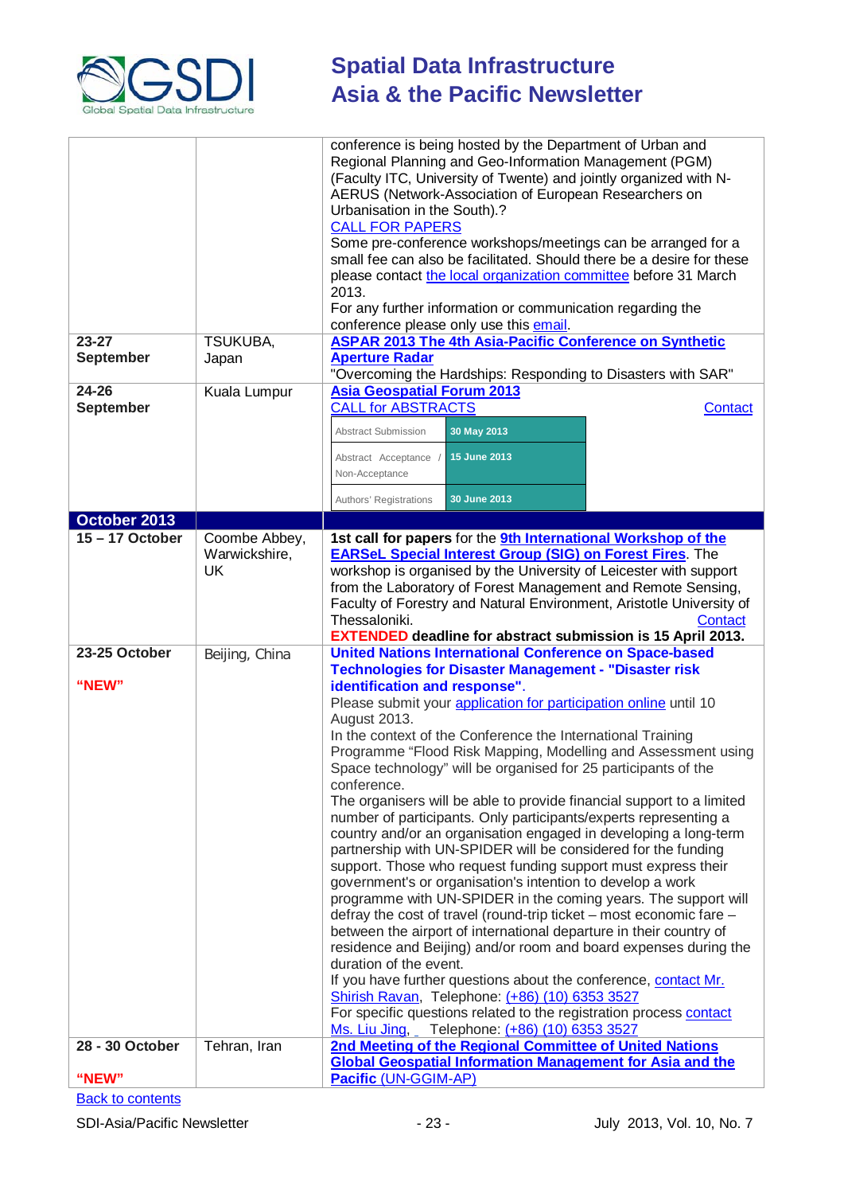| | | |
|---|---|---|
| | | conference is being hosted by the Department of Urban and Regional Planning and Geo-Information Management (PGM) (Faculty ITC, University of Twente) and jointly organized with N-AERUS (Network-Association of European Researchers on Urbanisation in the South).? CALL FOR PAPERS Some pre-conference workshops/meetings can be arranged for a small fee can also be facilitated. Should there be a desire for these please contact the local organization committee before 31 March 2013. For any further information or communication regarding the conference please only use this email. |
| **23-27 September** | TSUKUBA, Japan | **ASPAR 2013 The 4th Asia-Pacific Conference on Synthetic Aperture Radar** "Overcoming the Hardships: Responding to Disasters with SAR" |
| **24-26 September** | Kuala Lumpur | **Asia Geospatial Forum 2013** CALL for ABSTRACTS Contact<br>Abstract Submission: **30 May 2013**<br>Abstract Acceptance / Non-Acceptance: **15 June 2013**<br>Authors' Registrations: **30 June 2013** |
| **October 2013** | | |
| **15 – 17 October** | Coombe Abbey, Warwickshire, UK | **1st call for papers** for the **9th International Workshop of the EARSeL Special Interest Group (SIG) on Forest Fires**. The workshop is organised by the University of Leicester with support from the Laboratory of Forest Management and Remote Sensing, Faculty of Forestry and Natural Environment, Aristotle University of Thessaloniki. Contact **EXTENDED deadline for abstract submission is 15 April 2013.** |
| **23-25 October** **"NEW"** | Beijing, China | **United Nations International Conference on Space-based Technologies for Disaster Management - "Disaster risk identification and response".** Please submit your application for participation online until 10 August 2013. In the context of the Conference the International Training Programme "Flood Risk Mapping, Modelling and Assessment using Space technology" will be organised for 25 participants of the conference. The organisers will be able to provide financial support to a limited number of participants. Only participants/experts representing a country and/or an organisation engaged in developing a long-term partnership with UN-SPIDER will be considered for the funding support. Those who request funding support must express their government's or organisation's intention to develop a work programme with UN-SPIDER in the coming years. The support will defray the cost of travel (round-trip ticket – most economic fare – between the airport of international departure in their country of residence and Beijing) and/or room and board expenses during the duration of the event. If you have further questions about the conference, contact Mr. Shirish Ravan, Telephone: (+86) (10) 6353 3527 For specific questions related to the registration process contact Ms. Liu Jing, Telephone: (+86) (10) 6353 3527 |
| **28 - 30 October** **"NEW"** | Tehran, Iran | **2nd Meeting of the Regional Committee of United Nations Global Geospatial Information Management for Asia and the Pacific** (UN-GGIM-AP) |

Back to contents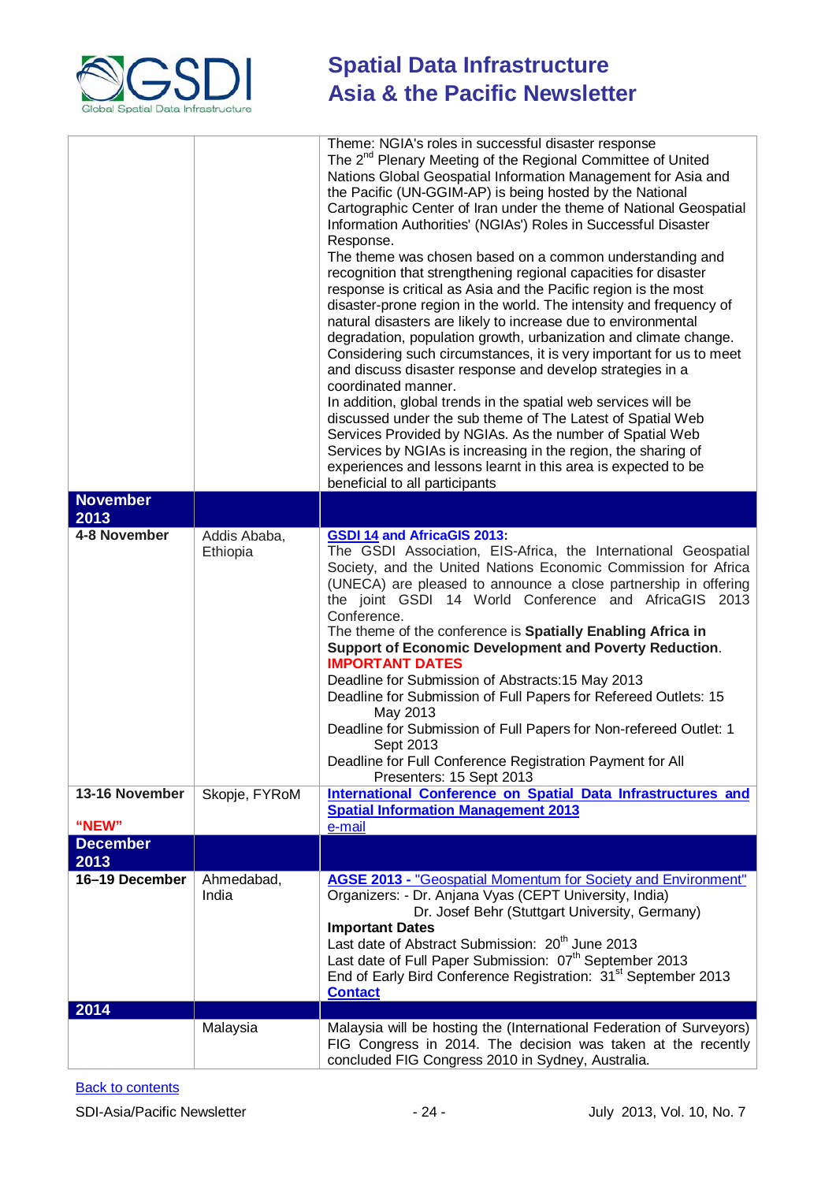| | | |
|---|---|---|
| | | Theme: NGIA's roles in successful disaster response<br>The 2nd Plenary Meeting of the Regional Committee of United Nations Global Geospatial Information Management for Asia and the Pacific (UN-GGIM-AP) is being hosted by the National Cartographic Center of Iran under the theme of National Geospatial Information Authorities' (NGIAs') Roles in Successful Disaster Response.<br>The theme was chosen based on a common understanding and recognition that strengthening regional capacities for disaster response is critical as Asia and the Pacific region is the most disaster-prone region in the world. The intensity and frequency of natural disasters are likely to increase due to environmental degradation, population growth, urbanization and climate change. Considering such circumstances, it is very important for us to meet and discuss disaster response and develop strategies in a coordinated manner.<br>In addition, global trends in the spatial web services will be discussed under the sub theme of The Latest of Spatial Web Services Provided by NGIAs. As the number of Spatial Web Services by NGIAs is increasing in the region, the sharing of experiences and lessons learnt in this area is expected to be beneficial to all participants |
| **November 2013** | | |
| **4-8 November** | Addis Ababa, Ethiopia | **GSDI 14 and AfricaGIS 2013:**<br>The GSDI Association, EIS-Africa, the International Geospatial Society, and the United Nations Economic Commission for Africa (UNECA) are pleased to announce a close partnership in offering the joint GSDI 14 World Conference and AfricaGIS 2013 Conference.<br>The theme of the conference is **Spatially Enabling Africa in Support of Economic Development and Poverty Reduction**.<br>**IMPORTANT DATES**<br>Deadline for Submission of Abstracts:15 May 2013<br>Deadline for Submission of Full Papers for Refereed Outlets: 15 May 2013<br>Deadline for Submission of Full Papers for Non-refereed Outlet: 1 Sept 2013<br>Deadline for Full Conference Registration Payment for All Presenters: 15 Sept 2013 |
| **13-16 November**<br>**"NEW"** | Skopje, FYRoM | **International Conference on Spatial Data Infrastructures and Spatial Information Management 2013**<br>e-mail |
| **December 2013** | | |
| **16–19 December** | Ahmedabad, India | **AGSE 2013 -** "Geospatial Momentum for Society and Environment"<br>Organizers: - Dr. Anjana Vyas (CEPT University, India)<br>Dr. Josef Behr (Stuttgart University, Germany)<br>**Important Dates**<br>Last date of Abstract Submission: 20th June 2013<br>Last date of Full Paper Submission: 07th September 2013<br>End of Early Bird Conference Registration: 31st September 2013<br>**Contact** |
| **2014** | | |
| | Malaysia | Malaysia will be hosting the (International Federation of Surveyors) FIG Congress in 2014. The decision was taken at the recently concluded FIG Congress 2010 in Sydney, Australia. |

Back to contents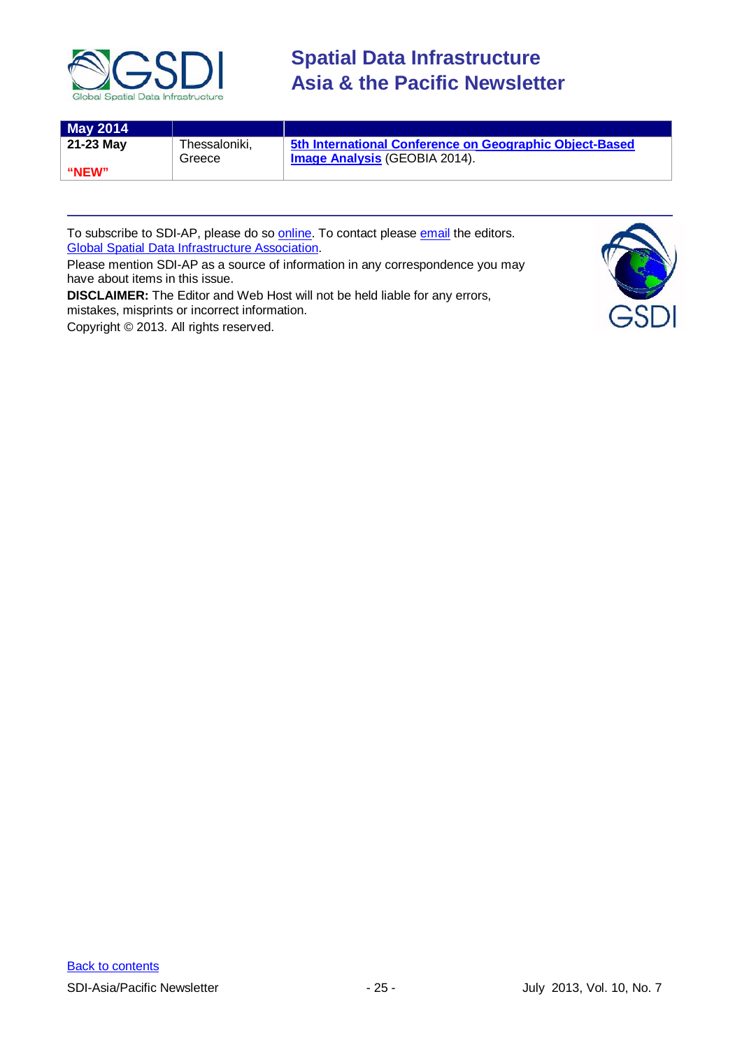| May 2014 | | |
|---|---|---|
| **21-23 May**<br><br>**"NEW"** | Thessaloniki, Greece | **5th International Conference on Geographic Object-Based Image Analysis** (GEOBIA 2014). |

To subscribe to SDI-AP, please do so online. To contact please email the editors.
Global Spatial Data Infrastructure Association.

Please mention SDI-AP as a source of information in any correspondence you may have about items in this issue.

**DISCLAIMER:** The Editor and Web Host will not be held liable for any errors, mistakes, misprints or incorrect information.

Copyright © 2013. All rights reserved.

Back to contents